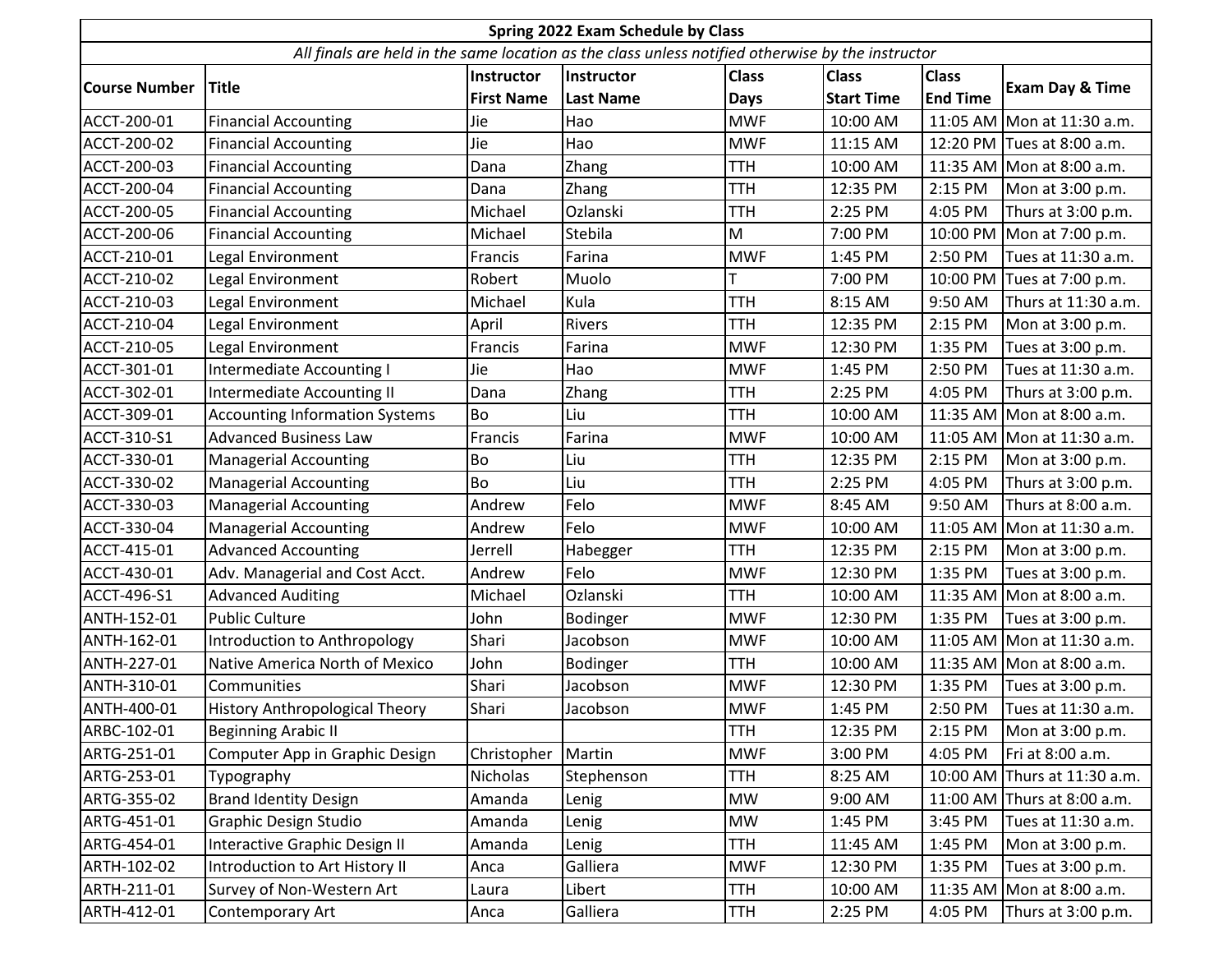**Spring 2022 Exam Schedule by Class**

*All finals are held in the same location as the class unless notified otherwise by the instructor*

| Course Number | Title | Instructor First Name | Instructor Last Name | Class Days | Class Start Time | Class End Time | Exam Day & Time |
|---|---|---|---|---|---|---|---|
| ACCT-200-01 | Financial Accounting | Jie | Hao | MWF | 10:00 AM | 11:05 AM | Mon at 11:30 a.m. |
| ACCT-200-02 | Financial Accounting | Jie | Hao | MWF | 11:15 AM | 12:20 PM | Tues at 8:00 a.m. |
| ACCT-200-03 | Financial Accounting | Dana | Zhang | TTH | 10:00 AM | 11:35 AM | Mon at 8:00 a.m. |
| ACCT-200-04 | Financial Accounting | Dana | Zhang | TTH | 12:35 PM | 2:15 PM | Mon at 3:00 p.m. |
| ACCT-200-05 | Financial Accounting | Michael | Ozlanski | TTH | 2:25 PM | 4:05 PM | Thurs at 3:00 p.m. |
| ACCT-200-06 | Financial Accounting | Michael | Stebila | M | 7:00 PM | 10:00 PM | Mon at 7:00 p.m. |
| ACCT-210-01 | Legal Environment | Francis | Farina | MWF | 1:45 PM | 2:50 PM | Tues at 11:30 a.m. |
| ACCT-210-02 | Legal Environment | Robert | Muolo | T | 7:00 PM | 10:00 PM | Tues at 7:00 p.m. |
| ACCT-210-03 | Legal Environment | Michael | Kula | TTH | 8:15 AM | 9:50 AM | Thurs at 11:30 a.m. |
| ACCT-210-04 | Legal Environment | April | Rivers | TTH | 12:35 PM | 2:15 PM | Mon at 3:00 p.m. |
| ACCT-210-05 | Legal Environment | Francis | Farina | MWF | 12:30 PM | 1:35 PM | Tues at 3:00 p.m. |
| ACCT-301-01 | Intermediate Accounting I | Jie | Hao | MWF | 1:45 PM | 2:50 PM | Tues at 11:30 a.m. |
| ACCT-302-01 | Intermediate Accounting II | Dana | Zhang | TTH | 2:25 PM | 4:05 PM | Thurs at 3:00 p.m. |
| ACCT-309-01 | Accounting Information Systems | Bo | Liu | TTH | 10:00 AM | 11:35 AM | Mon at 8:00 a.m. |
| ACCT-310-S1 | Advanced Business Law | Francis | Farina | MWF | 10:00 AM | 11:05 AM | Mon at 11:30 a.m. |
| ACCT-330-01 | Managerial Accounting | Bo | Liu | TTH | 12:35 PM | 2:15 PM | Mon at 3:00 p.m. |
| ACCT-330-02 | Managerial Accounting | Bo | Liu | TTH | 2:25 PM | 4:05 PM | Thurs at 3:00 p.m. |
| ACCT-330-03 | Managerial Accounting | Andrew | Felo | MWF | 8:45 AM | 9:50 AM | Thurs at 8:00 a.m. |
| ACCT-330-04 | Managerial Accounting | Andrew | Felo | MWF | 10:00 AM | 11:05 AM | Mon at 11:30 a.m. |
| ACCT-415-01 | Advanced Accounting | Jerrell | Habegger | TTH | 12:35 PM | 2:15 PM | Mon at 3:00 p.m. |
| ACCT-430-01 | Adv. Managerial and Cost Acct. | Andrew | Felo | MWF | 12:30 PM | 1:35 PM | Tues at 3:00 p.m. |
| ACCT-496-S1 | Advanced Auditing | Michael | Ozlanski | TTH | 10:00 AM | 11:35 AM | Mon at 8:00 a.m. |
| ANTH-152-01 | Public Culture | John | Bodinger | MWF | 12:30 PM | 1:35 PM | Tues at 3:00 p.m. |
| ANTH-162-01 | Introduction to Anthropology | Shari | Jacobson | MWF | 10:00 AM | 11:05 AM | Mon at 11:30 a.m. |
| ANTH-227-01 | Native America North of Mexico | John | Bodinger | TTH | 10:00 AM | 11:35 AM | Mon at 8:00 a.m. |
| ANTH-310-01 | Communities | Shari | Jacobson | MWF | 12:30 PM | 1:35 PM | Tues at 3:00 p.m. |
| ANTH-400-01 | History Anthropological Theory | Shari | Jacobson | MWF | 1:45 PM | 2:50 PM | Tues at 11:30 a.m. |
| ARBC-102-01 | Beginning Arabic II | | | TTH | 12:35 PM | 2:15 PM | Mon at 3:00 p.m. |
| ARTG-251-01 | Computer App in Graphic Design | Christopher | Martin | MWF | 3:00 PM | 4:05 PM | Fri at 8:00 a.m. |
| ARTG-253-01 | Typography | Nicholas | Stephenson | TTH | 8:25 AM | 10:00 AM | Thurs at 11:30 a.m. |
| ARTG-355-02 | Brand Identity Design | Amanda | Lenig | MW | 9:00 AM | 11:00 AM | Thurs at 8:00 a.m. |
| ARTG-451-01 | Graphic Design Studio | Amanda | Lenig | MW | 1:45 PM | 3:45 PM | Tues at 11:30 a.m. |
| ARTG-454-01 | Interactive Graphic Design II | Amanda | Lenig | TTH | 11:45 AM | 1:45 PM | Mon at 3:00 p.m. |
| ARTH-102-02 | Introduction to Art History II | Anca | Galliera | MWF | 12:30 PM | 1:35 PM | Tues at 3:00 p.m. |
| ARTH-211-01 | Survey of Non-Western Art | Laura | Libert | TTH | 10:00 AM | 11:35 AM | Mon at 8:00 a.m. |
| ARTH-412-01 | Contemporary Art | Anca | Galliera | TTH | 2:25 PM | 4:05 PM | Thurs at 3:00 p.m. |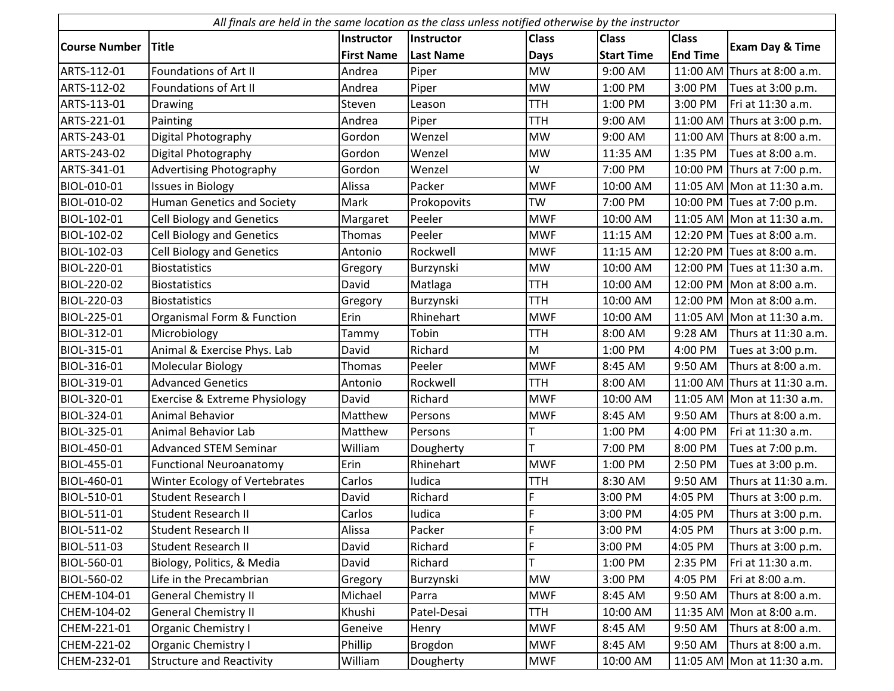| All finals are held in the same location as the class unless notified otherwise by the instructor | | | | | | | |
|---|---|---|---|---|---|---|---|
| **Course Number** | **Title** | **Instructor First Name** | **Instructor Last Name** | **Class Days** | **Class Start Time** | **Class End Time** | **Exam Day & Time** |
| ARTS-112-01 | Foundations of Art II | Andrea | Piper | MW | 9:00 AM | 11:00 AM | Thurs at 8:00 a.m. |
| ARTS-112-02 | Foundations of Art II | Andrea | Piper | MW | 1:00 PM | 3:00 PM | Tues at 3:00 p.m. |
| ARTS-113-01 | Drawing | Steven | Leason | TTH | 1:00 PM | 3:00 PM | Fri at 11:30 a.m. |
| ARTS-221-01 | Painting | Andrea | Piper | TTH | 9:00 AM | 11:00 AM | Thurs at 3:00 p.m. |
| ARTS-243-01 | Digital Photography | Gordon | Wenzel | MW | 9:00 AM | 11:00 AM | Thurs at 8:00 a.m. |
| ARTS-243-02 | Digital Photography | Gordon | Wenzel | MW | 11:35 AM | 1:35 PM | Tues at 8:00 a.m. |
| ARTS-341-01 | Advertising Photography | Gordon | Wenzel | W | 7:00 PM | 10:00 PM | Thurs at 7:00 p.m. |
| BIOL-010-01 | Issues in Biology | Alissa | Packer | MWF | 10:00 AM | 11:05 AM | Mon at 11:30 a.m. |
| BIOL-010-02 | Human Genetics and Society | Mark | Prokopovits | TW | 7:00 PM | 10:00 PM | Tues at 7:00 p.m. |
| BIOL-102-01 | Cell Biology and Genetics | Margaret | Peeler | MWF | 10:00 AM | 11:05 AM | Mon at 11:30 a.m. |
| BIOL-102-02 | Cell Biology and Genetics | Thomas | Peeler | MWF | 11:15 AM | 12:20 PM | Tues at 8:00 a.m. |
| BIOL-102-03 | Cell Biology and Genetics | Antonio | Rockwell | MWF | 11:15 AM | 12:20 PM | Tues at 8:00 a.m. |
| BIOL-220-01 | Biostatistics | Gregory | Burzynski | MW | 10:00 AM | 12:00 PM | Tues at 11:30 a.m. |
| BIOL-220-02 | Biostatistics | David | Matlaga | TTH | 10:00 AM | 12:00 PM | Mon at 8:00 a.m. |
| BIOL-220-03 | Biostatistics | Gregory | Burzynski | TTH | 10:00 AM | 12:00 PM | Mon at 8:00 a.m. |
| BIOL-225-01 | Organismal Form & Function | Erin | Rhinehart | MWF | 10:00 AM | 11:05 AM | Mon at 11:30 a.m. |
| BIOL-312-01 | Microbiology | Tammy | Tobin | TTH | 8:00 AM | 9:28 AM | Thurs at 11:30 a.m. |
| BIOL-315-01 | Animal & Exercise Phys. Lab | David | Richard | M | 1:00 PM | 4:00 PM | Tues at 3:00 p.m. |
| BIOL-316-01 | Molecular Biology | Thomas | Peeler | MWF | 8:45 AM | 9:50 AM | Thurs at 8:00 a.m. |
| BIOL-319-01 | Advanced Genetics | Antonio | Rockwell | TTH | 8:00 AM | 11:00 AM | Thurs at 11:30 a.m. |
| BIOL-320-01 | Exercise & Extreme Physiology | David | Richard | MWF | 10:00 AM | 11:05 AM | Mon at 11:30 a.m. |
| BIOL-324-01 | Animal Behavior | Matthew | Persons | MWF | 8:45 AM | 9:50 AM | Thurs at 8:00 a.m. |
| BIOL-325-01 | Animal Behavior Lab | Matthew | Persons | T | 1:00 PM | 4:00 PM | Fri at 11:30 a.m. |
| BIOL-450-01 | Advanced STEM Seminar | William | Dougherty | T | 7:00 PM | 8:00 PM | Tues at 7:00 p.m. |
| BIOL-455-01 | Functional Neuroanatomy | Erin | Rhinehart | MWF | 1:00 PM | 2:50 PM | Tues at 3:00 p.m. |
| BIOL-460-01 | Winter Ecology of Vertebrates | Carlos | Iudica | TTH | 8:30 AM | 9:50 AM | Thurs at 11:30 a.m. |
| BIOL-510-01 | Student Research I | David | Richard | F | 3:00 PM | 4:05 PM | Thurs at 3:00 p.m. |
| BIOL-511-01 | Student Research II | Carlos | Iudica | F | 3:00 PM | 4:05 PM | Thurs at 3:00 p.m. |
| BIOL-511-02 | Student Research II | Alissa | Packer | F | 3:00 PM | 4:05 PM | Thurs at 3:00 p.m. |
| BIOL-511-03 | Student Research II | David | Richard | F | 3:00 PM | 4:05 PM | Thurs at 3:00 p.m. |
| BIOL-560-01 | Biology, Politics, & Media | David | Richard | T | 1:00 PM | 2:35 PM | Fri at 11:30 a.m. |
| BIOL-560-02 | Life in the Precambrian | Gregory | Burzynski | MW | 3:00 PM | 4:05 PM | Fri at 8:00 a.m. |
| CHEM-104-01 | General Chemistry II | Michael | Parra | MWF | 8:45 AM | 9:50 AM | Thurs at 8:00 a.m. |
| CHEM-104-02 | General Chemistry II | Khushi | Patel-Desai | TTH | 10:00 AM | 11:35 AM | Mon at 8:00 a.m. |
| CHEM-221-01 | Organic Chemistry I | Geneive | Henry | MWF | 8:45 AM | 9:50 AM | Thurs at 8:00 a.m. |
| CHEM-221-02 | Organic Chemistry I | Phillip | Brogdon | MWF | 8:45 AM | 9:50 AM | Thurs at 8:00 a.m. |
| CHEM-232-01 | Structure and Reactivity | William | Dougherty | MWF | 10:00 AM | 11:05 AM | Mon at 11:30 a.m. |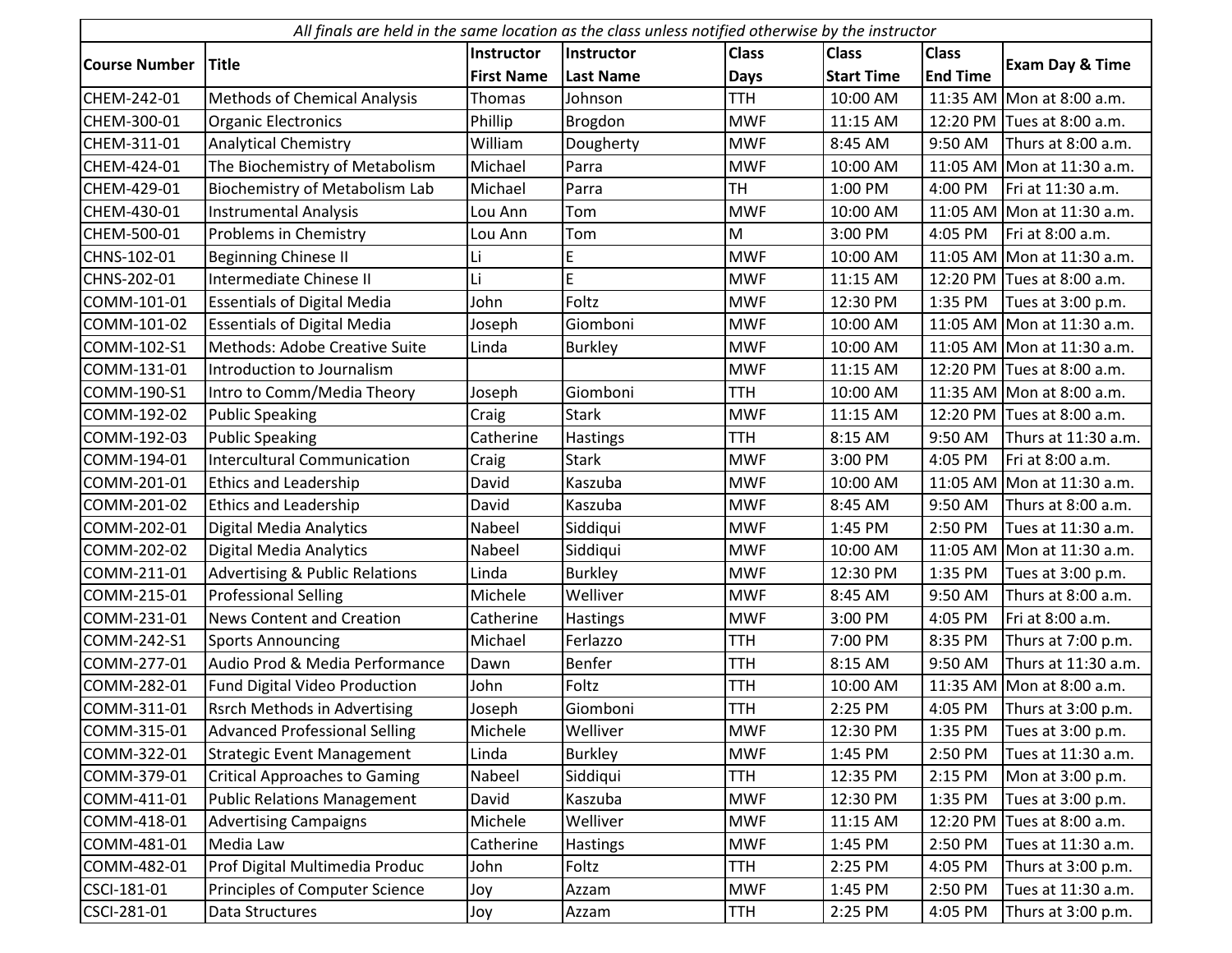| All finals are held in the same location as the class unless notified otherwise by the instructor | | | | | | | |
|---|---|---|---|---|---|---|---|
| Course Number | Title | Instructor First Name | Instructor Last Name | Class Days | Class Start Time | Class End Time | Exam Day & Time |
| CHEM-242-01 | Methods of Chemical Analysis | Thomas | Johnson | TTH | 10:00 AM | 11:35 AM | Mon at 8:00 a.m. |
| CHEM-300-01 | Organic Electronics | Phillip | Brogdon | MWF | 11:15 AM | 12:20 PM | Tues at 8:00 a.m. |
| CHEM-311-01 | Analytical Chemistry | William | Dougherty | MWF | 8:45 AM | 9:50 AM | Thurs at 8:00 a.m. |
| CHEM-424-01 | The Biochemistry of Metabolism | Michael | Parra | MWF | 10:00 AM | 11:05 AM | Mon at 11:30 a.m. |
| CHEM-429-01 | Biochemistry of Metabolism Lab | Michael | Parra | TH | 1:00 PM | 4:00 PM | Fri at 11:30 a.m. |
| CHEM-430-01 | Instrumental Analysis | Lou Ann | Tom | MWF | 10:00 AM | 11:05 AM | Mon at 11:30 a.m. |
| CHEM-500-01 | Problems in Chemistry | Lou Ann | Tom | M | 3:00 PM | 4:05 PM | Fri at 8:00 a.m. |
| CHNS-102-01 | Beginning Chinese II | Li | E | MWF | 10:00 AM | 11:05 AM | Mon at 11:30 a.m. |
| CHNS-202-01 | Intermediate Chinese II | Li | E | MWF | 11:15 AM | 12:20 PM | Tues at 8:00 a.m. |
| COMM-101-01 | Essentials of Digital Media | John | Foltz | MWF | 12:30 PM | 1:35 PM | Tues at 3:00 p.m. |
| COMM-101-02 | Essentials of Digital Media | Joseph | Giomboni | MWF | 10:00 AM | 11:05 AM | Mon at 11:30 a.m. |
| COMM-102-S1 | Methods: Adobe Creative Suite | Linda | Burkley | MWF | 10:00 AM | 11:05 AM | Mon at 11:30 a.m. |
| COMM-131-01 | Introduction to Journalism | | | MWF | 11:15 AM | 12:20 PM | Tues at 8:00 a.m. |
| COMM-190-S1 | Intro to Comm/Media Theory | Joseph | Giomboni | TTH | 10:00 AM | 11:35 AM | Mon at 8:00 a.m. |
| COMM-192-02 | Public Speaking | Craig | Stark | MWF | 11:15 AM | 12:20 PM | Tues at 8:00 a.m. |
| COMM-192-03 | Public Speaking | Catherine | Hastings | TTH | 8:15 AM | 9:50 AM | Thurs at 11:30 a.m. |
| COMM-194-01 | Intercultural Communication | Craig | Stark | MWF | 3:00 PM | 4:05 PM | Fri at 8:00 a.m. |
| COMM-201-01 | Ethics and Leadership | David | Kaszuba | MWF | 10:00 AM | 11:05 AM | Mon at 11:30 a.m. |
| COMM-201-02 | Ethics and Leadership | David | Kaszuba | MWF | 8:45 AM | 9:50 AM | Thurs at 8:00 a.m. |
| COMM-202-01 | Digital Media Analytics | Nabeel | Siddiqui | MWF | 1:45 PM | 2:50 PM | Tues at 11:30 a.m. |
| COMM-202-02 | Digital Media Analytics | Nabeel | Siddiqui | MWF | 10:00 AM | 11:05 AM | Mon at 11:30 a.m. |
| COMM-211-01 | Advertising & Public Relations | Linda | Burkley | MWF | 12:30 PM | 1:35 PM | Tues at 3:00 p.m. |
| COMM-215-01 | Professional Selling | Michele | Welliver | MWF | 8:45 AM | 9:50 AM | Thurs at 8:00 a.m. |
| COMM-231-01 | News Content and Creation | Catherine | Hastings | MWF | 3:00 PM | 4:05 PM | Fri at 8:00 a.m. |
| COMM-242-S1 | Sports Announcing | Michael | Ferlazzo | TTH | 7:00 PM | 8:35 PM | Thurs at 7:00 p.m. |
| COMM-277-01 | Audio Prod & Media Performance | Dawn | Benfer | TTH | 8:15 AM | 9:50 AM | Thurs at 11:30 a.m. |
| COMM-282-01 | Fund Digital Video Production | John | Foltz | TTH | 10:00 AM | 11:35 AM | Mon at 8:00 a.m. |
| COMM-311-01 | Rsrch Methods in Advertising | Joseph | Giomboni | TTH | 2:25 PM | 4:05 PM | Thurs at 3:00 p.m. |
| COMM-315-01 | Advanced Professional Selling | Michele | Welliver | MWF | 12:30 PM | 1:35 PM | Tues at 3:00 p.m. |
| COMM-322-01 | Strategic Event Management | Linda | Burkley | MWF | 1:45 PM | 2:50 PM | Tues at 11:30 a.m. |
| COMM-379-01 | Critical Approaches to Gaming | Nabeel | Siddiqui | TTH | 12:35 PM | 2:15 PM | Mon at 3:00 p.m. |
| COMM-411-01 | Public Relations Management | David | Kaszuba | MWF | 12:30 PM | 1:35 PM | Tues at 3:00 p.m. |
| COMM-418-01 | Advertising Campaigns | Michele | Welliver | MWF | 11:15 AM | 12:20 PM | Tues at 8:00 a.m. |
| COMM-481-01 | Media Law | Catherine | Hastings | MWF | 1:45 PM | 2:50 PM | Tues at 11:30 a.m. |
| COMM-482-01 | Prof Digital Multimedia Produc | John | Foltz | TTH | 2:25 PM | 4:05 PM | Thurs at 3:00 p.m. |
| CSCI-181-01 | Principles of Computer Science | Joy | Azzam | MWF | 1:45 PM | 2:50 PM | Tues at 11:30 a.m. |
| CSCI-281-01 | Data Structures | Joy | Azzam | TTH | 2:25 PM | 4:05 PM | Thurs at 3:00 p.m. |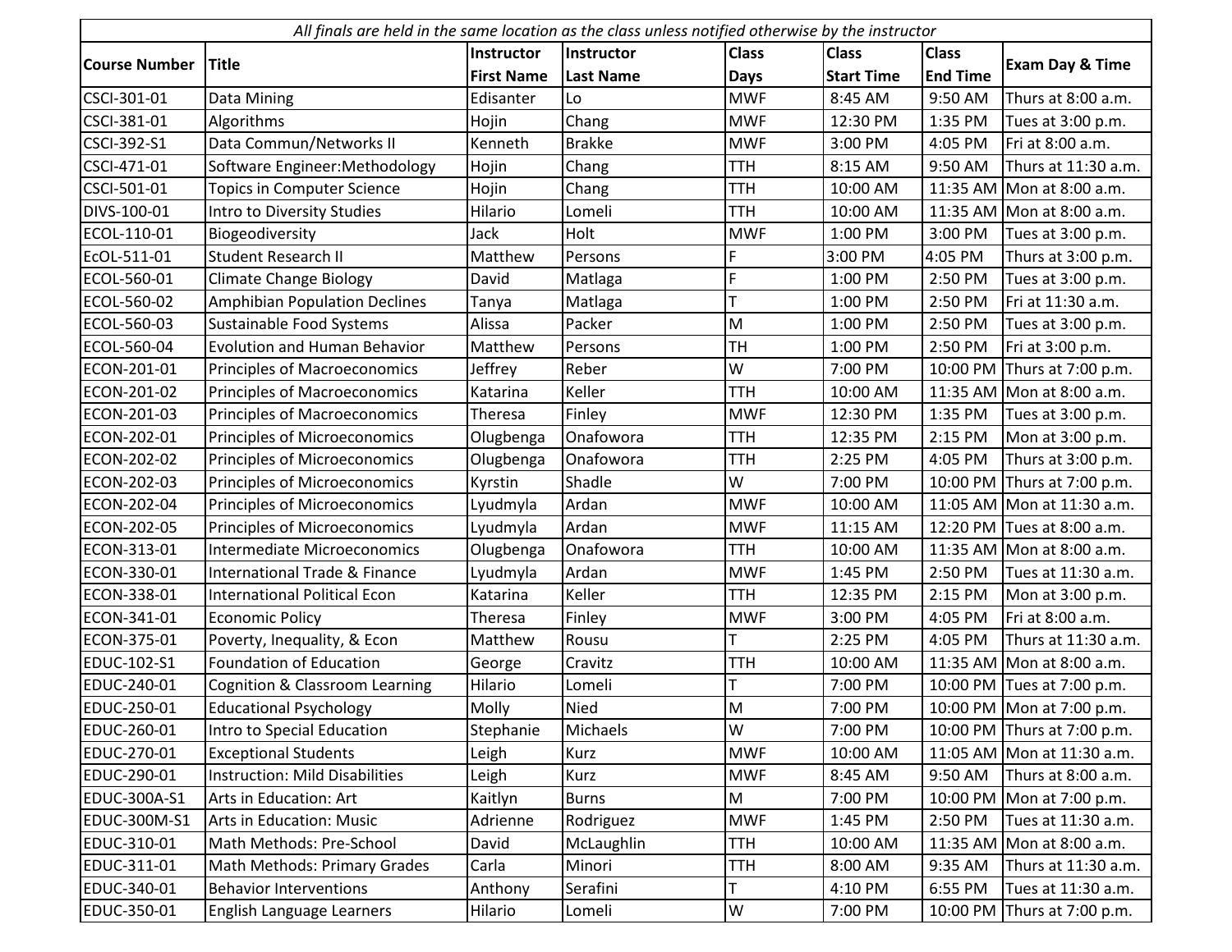| *All finals are held in the same location as the class unless notified otherwise by the instructor* | | | | | | | |
|---|---|---|---|---|---|---|---|
| **Course Number** | **Title** | **Instructor First Name** | **Instructor Last Name** | **Class Days** | **Class Start Time** | **Class End Time** | **Exam Day & Time** |
| CSCI-301-01 | Data Mining | Edisanter | Lo | MWF | 8:45 AM | 9:50 AM | Thurs at 8:00 a.m. |
| CSCI-381-01 | Algorithms | Hojin | Chang | MWF | 12:30 PM | 1:35 PM | Tues at 3:00 p.m. |
| CSCI-392-S1 | Data Commun/Networks II | Kenneth | Brakke | MWF | 3:00 PM | 4:05 PM | Fri at 8:00 a.m. |
| CSCI-471-01 | Software Engineer:Methodology | Hojin | Chang | TTH | 8:15 AM | 9:50 AM | Thurs at 11:30 a.m. |
| CSCI-501-01 | Topics in Computer Science | Hojin | Chang | TTH | 10:00 AM | 11:35 AM | Mon at 8:00 a.m. |
| DIVS-100-01 | Intro to Diversity Studies | Hilario | Lomeli | TTH | 10:00 AM | 11:35 AM | Mon at 8:00 a.m. |
| ECOL-110-01 | Biogeodiversity | Jack | Holt | MWF | 1:00 PM | 3:00 PM | Tues at 3:00 p.m. |
| EcOL-511-01 | Student Research II | Matthew | Persons | F | 3:00 PM | 4:05 PM | Thurs at 3:00 p.m. |
| ECOL-560-01 | Climate Change Biology | David | Matlaga | F | 1:00 PM | 2:50 PM | Tues at 3:00 p.m. |
| ECOL-560-02 | Amphibian Population Declines | Tanya | Matlaga | T | 1:00 PM | 2:50 PM | Fri at 11:30 a.m. |
| ECOL-560-03 | Sustainable Food Systems | Alissa | Packer | M | 1:00 PM | 2:50 PM | Tues at 3:00 p.m. |
| ECOL-560-04 | Evolution and Human Behavior | Matthew | Persons | TH | 1:00 PM | 2:50 PM | Fri at 3:00 p.m. |
| ECON-201-01 | Principles of Macroeconomics | Jeffrey | Reber | W | 7:00 PM | 10:00 PM | Thurs at 7:00 p.m. |
| ECON-201-02 | Principles of Macroeconomics | Katarina | Keller | TTH | 10:00 AM | 11:35 AM | Mon at 8:00 a.m. |
| ECON-201-03 | Principles of Macroeconomics | Theresa | Finley | MWF | 12:30 PM | 1:35 PM | Tues at 3:00 p.m. |
| ECON-202-01 | Principles of Microeconomics | Olugbenga | Onafowora | TTH | 12:35 PM | 2:15 PM | Mon at 3:00 p.m. |
| ECON-202-02 | Principles of Microeconomics | Olugbenga | Onafowora | TTH | 2:25 PM | 4:05 PM | Thurs at 3:00 p.m. |
| ECON-202-03 | Principles of Microeconomics | Kyrstin | Shadle | W | 7:00 PM | 10:00 PM | Thurs at 7:00 p.m. |
| ECON-202-04 | Principles of Microeconomics | Lyudmyla | Ardan | MWF | 10:00 AM | 11:05 AM | Mon at 11:30 a.m. |
| ECON-202-05 | Principles of Microeconomics | Lyudmyla | Ardan | MWF | 11:15 AM | 12:20 PM | Tues at 8:00 a.m. |
| ECON-313-01 | Intermediate Microeconomics | Olugbenga | Onafowora | TTH | 10:00 AM | 11:35 AM | Mon at 8:00 a.m. |
| ECON-330-01 | International Trade & Finance | Lyudmyla | Ardan | MWF | 1:45 PM | 2:50 PM | Tues at 11:30 a.m. |
| ECON-338-01 | International Political Econ | Katarina | Keller | TTH | 12:35 PM | 2:15 PM | Mon at 3:00 p.m. |
| ECON-341-01 | Economic Policy | Theresa | Finley | MWF | 3:00 PM | 4:05 PM | Fri at 8:00 a.m. |
| ECON-375-01 | Poverty, Inequality, & Econ | Matthew | Rousu | T | 2:25 PM | 4:05 PM | Thurs at 11:30 a.m. |
| EDUC-102-S1 | Foundation of Education | George | Cravitz | TTH | 10:00 AM | 11:35 AM | Mon at 8:00 a.m. |
| EDUC-240-01 | Cognition & Classroom Learning | Hilario | Lomeli | T | 7:00 PM | 10:00 PM | Tues at 7:00 p.m. |
| EDUC-250-01 | Educational Psychology | Molly | Nied | M | 7:00 PM | 10:00 PM | Mon at 7:00 p.m. |
| EDUC-260-01 | Intro to Special Education | Stephanie | Michaels | W | 7:00 PM | 10:00 PM | Thurs at 7:00 p.m. |
| EDUC-270-01 | Exceptional Students | Leigh | Kurz | MWF | 10:00 AM | 11:05 AM | Mon at 11:30 a.m. |
| EDUC-290-01 | Instruction: Mild Disabilities | Leigh | Kurz | MWF | 8:45 AM | 9:50 AM | Thurs at 8:00 a.m. |
| EDUC-300A-S1 | Arts in Education: Art | Kaitlyn | Burns | M | 7:00 PM | 10:00 PM | Mon at 7:00 p.m. |
| EDUC-300M-S1 | Arts in Education: Music | Adrienne | Rodriguez | MWF | 1:45 PM | 2:50 PM | Tues at 11:30 a.m. |
| EDUC-310-01 | Math Methods: Pre-School | David | McLaughlin | TTH | 10:00 AM | 11:35 AM | Mon at 8:00 a.m. |
| EDUC-311-01 | Math Methods: Primary Grades | Carla | Minori | TTH | 8:00 AM | 9:35 AM | Thurs at 11:30 a.m. |
| EDUC-340-01 | Behavior Interventions | Anthony | Serafini | T | 4:10 PM | 6:55 PM | Tues at 11:30 a.m. |
| EDUC-350-01 | English Language Learners | Hilario | Lomeli | W | 7:00 PM | 10:00 PM | Thurs at 7:00 p.m. |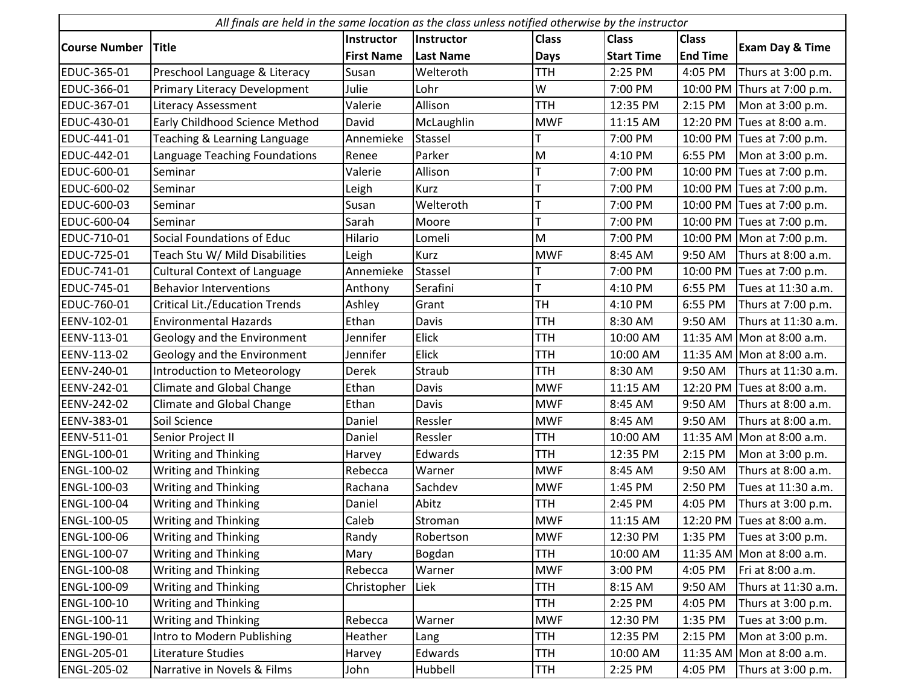| *All finals are held in the same location as the class unless notified otherwise by the instructor* | | | | | | | |
|---|---|---|---|---|---|---|---|
| **Course Number** | **Title** | **Instructor First Name** | **Instructor Last Name** | **Class Days** | **Class Start Time** | **Class End Time** | **Exam Day & Time** |
| EDUC-365-01 | Preschool Language & Literacy | Susan | Welteroth | TTH | 2:25 PM | 4:05 PM | Thurs at 3:00 p.m. |
| EDUC-366-01 | Primary Literacy Development | Julie | Lohr | W | 7:00 PM | 10:00 PM | Thurs at 7:00 p.m. |
| EDUC-367-01 | Literacy Assessment | Valerie | Allison | TTH | 12:35 PM | 2:15 PM | Mon at 3:00 p.m. |
| EDUC-430-01 | Early Childhood Science Method | David | McLaughlin | MWF | 11:15 AM | 12:20 PM | Tues at 8:00 a.m. |
| EDUC-441-01 | Teaching & Learning Language | Annemieke | Stassel | T | 7:00 PM | 10:00 PM | Tues at 7:00 p.m. |
| EDUC-442-01 | Language Teaching Foundations | Renee | Parker | M | 4:10 PM | 6:55 PM | Mon at 3:00 p.m. |
| EDUC-600-01 | Seminar | Valerie | Allison | T | 7:00 PM | 10:00 PM | Tues at 7:00 p.m. |
| EDUC-600-02 | Seminar | Leigh | Kurz | T | 7:00 PM | 10:00 PM | Tues at 7:00 p.m. |
| EDUC-600-03 | Seminar | Susan | Welteroth | T | 7:00 PM | 10:00 PM | Tues at 7:00 p.m. |
| EDUC-600-04 | Seminar | Sarah | Moore | T | 7:00 PM | 10:00 PM | Tues at 7:00 p.m. |
| EDUC-710-01 | Social Foundations of Educ | Hilario | Lomeli | M | 7:00 PM | 10:00 PM | Mon at 7:00 p.m. |
| EDUC-725-01 | Teach Stu W/ Mild Disabilities | Leigh | Kurz | MWF | 8:45 AM | 9:50 AM | Thurs at 8:00 a.m. |
| EDUC-741-01 | Cultural Context of Language | Annemieke | Stassel | T | 7:00 PM | 10:00 PM | Tues at 7:00 p.m. |
| EDUC-745-01 | Behavior Interventions | Anthony | Serafini | T | 4:10 PM | 6:55 PM | Tues at 11:30 a.m. |
| EDUC-760-01 | Critical Lit./Education Trends | Ashley | Grant | TH | 4:10 PM | 6:55 PM | Thurs at 7:00 p.m. |
| EENV-102-01 | Environmental Hazards | Ethan | Davis | TTH | 8:30 AM | 9:50 AM | Thurs at 11:30 a.m. |
| EENV-113-01 | Geology and the Environment | Jennifer | Elick | TTH | 10:00 AM | 11:35 AM | Mon at 8:00 a.m. |
| EENV-113-02 | Geology and the Environment | Jennifer | Elick | TTH | 10:00 AM | 11:35 AM | Mon at 8:00 a.m. |
| EENV-240-01 | Introduction to Meteorology | Derek | Straub | TTH | 8:30 AM | 9:50 AM | Thurs at 11:30 a.m. |
| EENV-242-01 | Climate and Global Change | Ethan | Davis | MWF | 11:15 AM | 12:20 PM | Tues at 8:00 a.m. |
| EENV-242-02 | Climate and Global Change | Ethan | Davis | MWF | 8:45 AM | 9:50 AM | Thurs at 8:00 a.m. |
| EENV-383-01 | Soil Science | Daniel | Ressler | MWF | 8:45 AM | 9:50 AM | Thurs at 8:00 a.m. |
| EENV-511-01 | Senior Project II | Daniel | Ressler | TTH | 10:00 AM | 11:35 AM | Mon at 8:00 a.m. |
| ENGL-100-01 | Writing and Thinking | Harvey | Edwards | TTH | 12:35 PM | 2:15 PM | Mon at 3:00 p.m. |
| ENGL-100-02 | Writing and Thinking | Rebecca | Warner | MWF | 8:45 AM | 9:50 AM | Thurs at 8:00 a.m. |
| ENGL-100-03 | Writing and Thinking | Rachana | Sachdev | MWF | 1:45 PM | 2:50 PM | Tues at 11:30 a.m. |
| ENGL-100-04 | Writing and Thinking | Daniel | Abitz | TTH | 2:45 PM | 4:05 PM | Thurs at 3:00 p.m. |
| ENGL-100-05 | Writing and Thinking | Caleb | Stroman | MWF | 11:15 AM | 12:20 PM | Tues at 8:00 a.m. |
| ENGL-100-06 | Writing and Thinking | Randy | Robertson | MWF | 12:30 PM | 1:35 PM | Tues at 3:00 p.m. |
| ENGL-100-07 | Writing and Thinking | Mary | Bogdan | TTH | 10:00 AM | 11:35 AM | Mon at 8:00 a.m. |
| ENGL-100-08 | Writing and Thinking | Rebecca | Warner | MWF | 3:00 PM | 4:05 PM | Fri at 8:00 a.m. |
| ENGL-100-09 | Writing and Thinking | Christopher | Liek | TTH | 8:15 AM | 9:50 AM | Thurs at 11:30 a.m. |
| ENGL-100-10 | Writing and Thinking | | | TTH | 2:25 PM | 4:05 PM | Thurs at 3:00 p.m. |
| ENGL-100-11 | Writing and Thinking | Rebecca | Warner | MWF | 12:30 PM | 1:35 PM | Tues at 3:00 p.m. |
| ENGL-190-01 | Intro to Modern Publishing | Heather | Lang | TTH | 12:35 PM | 2:15 PM | Mon at 3:00 p.m. |
| ENGL-205-01 | Literature Studies | Harvey | Edwards | TTH | 10:00 AM | 11:35 AM | Mon at 8:00 a.m. |
| ENGL-205-02 | Narrative in Novels & Films | John | Hubbell | TTH | 2:25 PM | 4:05 PM | Thurs at 3:00 p.m. |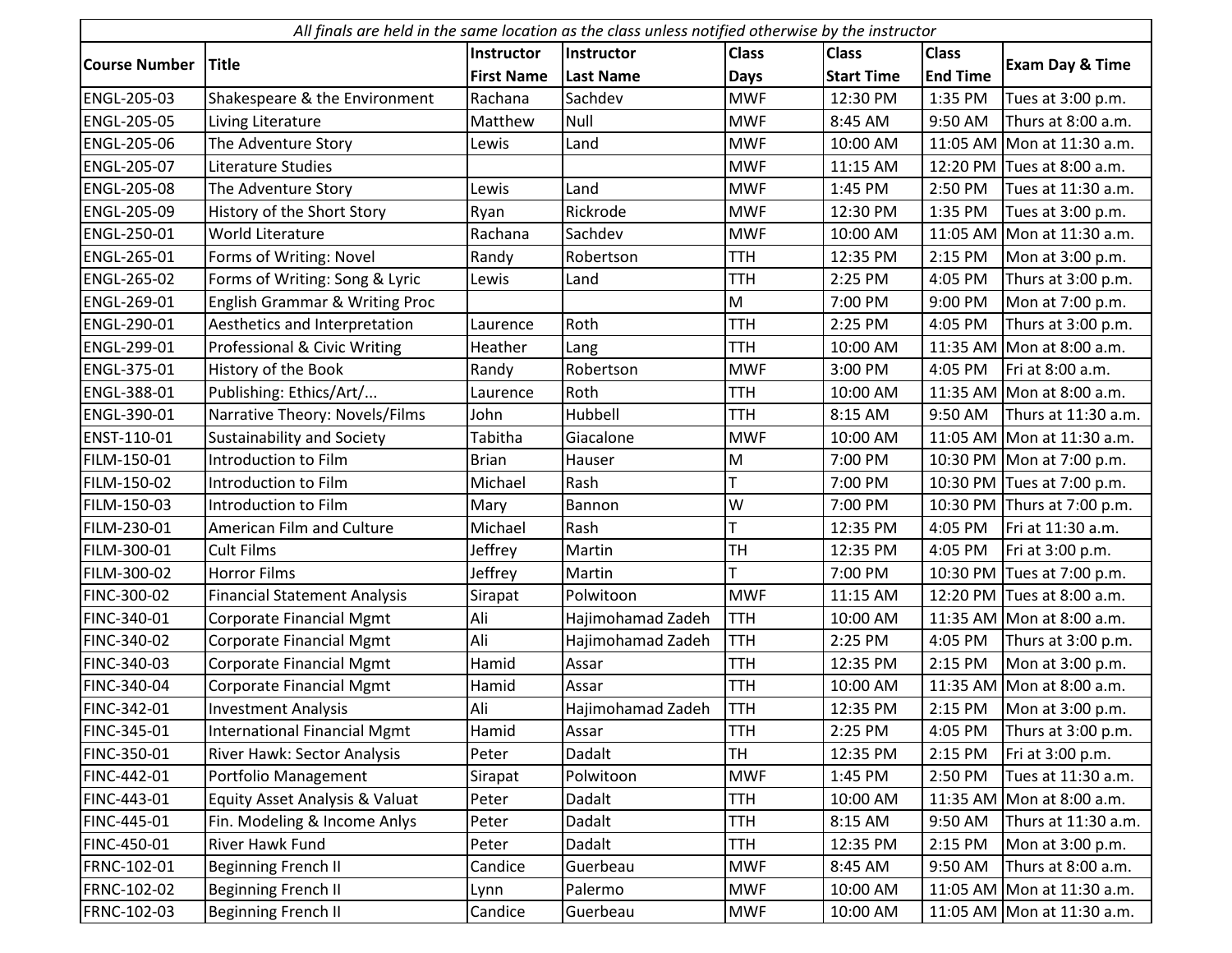*All finals are held in the same location as the class unless notified otherwise by the instructor*

| Course Number | Title | Instructor First Name | Instructor Last Name | Class Days | Class Start Time | Class End Time | Exam Day & Time |
|---|---|---|---|---|---|---|---|
| ENGL-205-03 | Shakespeare & the Environment | Rachana | Sachdev | MWF | 12:30 PM | 1:35 PM | Tues at 3:00 p.m. |
| ENGL-205-05 | Living Literature | Matthew | Null | MWF | 8:45 AM | 9:50 AM | Thurs at 8:00 a.m. |
| ENGL-205-06 | The Adventure Story | Lewis | Land | MWF | 10:00 AM | 11:05 AM | Mon at 11:30 a.m. |
| ENGL-205-07 | Literature Studies | | | MWF | 11:15 AM | 12:20 PM | Tues at 8:00 a.m. |
| ENGL-205-08 | The Adventure Story | Lewis | Land | MWF | 1:45 PM | 2:50 PM | Tues at 11:30 a.m. |
| ENGL-205-09 | History of the Short Story | Ryan | Rickrode | MWF | 12:30 PM | 1:35 PM | Tues at 3:00 p.m. |
| ENGL-250-01 | World Literature | Rachana | Sachdev | MWF | 10:00 AM | 11:05 AM | Mon at 11:30 a.m. |
| ENGL-265-01 | Forms of Writing: Novel | Randy | Robertson | TTH | 12:35 PM | 2:15 PM | Mon at 3:00 p.m. |
| ENGL-265-02 | Forms of Writing: Song & Lyric | Lewis | Land | TTH | 2:25 PM | 4:05 PM | Thurs at 3:00 p.m. |
| ENGL-269-01 | English Grammar & Writing Proc | | | M | 7:00 PM | 9:00 PM | Mon at 7:00 p.m. |
| ENGL-290-01 | Aesthetics and Interpretation | Laurence | Roth | TTH | 2:25 PM | 4:05 PM | Thurs at 3:00 p.m. |
| ENGL-299-01 | Professional & Civic Writing | Heather | Lang | TTH | 10:00 AM | 11:35 AM | Mon at 8:00 a.m. |
| ENGL-375-01 | History of the Book | Randy | Robertson | MWF | 3:00 PM | 4:05 PM | Fri at 8:00 a.m. |
| ENGL-388-01 | Publishing: Ethics/Art/... | Laurence | Roth | TTH | 10:00 AM | 11:35 AM | Mon at 8:00 a.m. |
| ENGL-390-01 | Narrative Theory: Novels/Films | John | Hubbell | TTH | 8:15 AM | 9:50 AM | Thurs at 11:30 a.m. |
| ENST-110-01 | Sustainability and Society | Tabitha | Giacalone | MWF | 10:00 AM | 11:05 AM | Mon at 11:30 a.m. |
| FILM-150-01 | Introduction to Film | Brian | Hauser | M | 7:00 PM | 10:30 PM | Mon at 7:00 p.m. |
| FILM-150-02 | Introduction to Film | Michael | Rash | T | 7:00 PM | 10:30 PM | Tues at 7:00 p.m. |
| FILM-150-03 | Introduction to Film | Mary | Bannon | W | 7:00 PM | 10:30 PM | Thurs at 7:00 p.m. |
| FILM-230-01 | American Film and Culture | Michael | Rash | T | 12:35 PM | 4:05 PM | Fri at 11:30 a.m. |
| FILM-300-01 | Cult Films | Jeffrey | Martin | TH | 12:35 PM | 4:05 PM | Fri at 3:00 p.m. |
| FILM-300-02 | Horror Films | Jeffrey | Martin | T | 7:00 PM | 10:30 PM | Tues at 7:00 p.m. |
| FINC-300-02 | Financial Statement Analysis | Sirapat | Polwitoon | MWF | 11:15 AM | 12:20 PM | Tues at 8:00 a.m. |
| FINC-340-01 | Corporate Financial Mgmt | Ali | Hajimohamad Zadeh | TTH | 10:00 AM | 11:35 AM | Mon at 8:00 a.m. |
| FINC-340-02 | Corporate Financial Mgmt | Ali | Hajimohamad Zadeh | TTH | 2:25 PM | 4:05 PM | Thurs at 3:00 p.m. |
| FINC-340-03 | Corporate Financial Mgmt | Hamid | Assar | TTH | 12:35 PM | 2:15 PM | Mon at 3:00 p.m. |
| FINC-340-04 | Corporate Financial Mgmt | Hamid | Assar | TTH | 10:00 AM | 11:35 AM | Mon at 8:00 a.m. |
| FINC-342-01 | Investment Analysis | Ali | Hajimohamad Zadeh | TTH | 12:35 PM | 2:15 PM | Mon at 3:00 p.m. |
| FINC-345-01 | International Financial Mgmt | Hamid | Assar | TTH | 2:25 PM | 4:05 PM | Thurs at 3:00 p.m. |
| FINC-350-01 | River Hawk: Sector Analysis | Peter | Dadalt | TH | 12:35 PM | 2:15 PM | Fri at 3:00 p.m. |
| FINC-442-01 | Portfolio Management | Sirapat | Polwitoon | MWF | 1:45 PM | 2:50 PM | Tues at 11:30 a.m. |
| FINC-443-01 | Equity Asset Analysis & Valuat | Peter | Dadalt | TTH | 10:00 AM | 11:35 AM | Mon at 8:00 a.m. |
| FINC-445-01 | Fin. Modeling & Income Anlys | Peter | Dadalt | TTH | 8:15 AM | 9:50 AM | Thurs at 11:30 a.m. |
| FINC-450-01 | River Hawk Fund | Peter | Dadalt | TTH | 12:35 PM | 2:15 PM | Mon at 3:00 p.m. |
| FRNC-102-01 | Beginning French II | Candice | Guerbeau | MWF | 8:45 AM | 9:50 AM | Thurs at 8:00 a.m. |
| FRNC-102-02 | Beginning French II | Lynn | Palermo | MWF | 10:00 AM | 11:05 AM | Mon at 11:30 a.m. |
| FRNC-102-03 | Beginning French II | Candice | Guerbeau | MWF | 10:00 AM | 11:05 AM | Mon at 11:30 a.m. |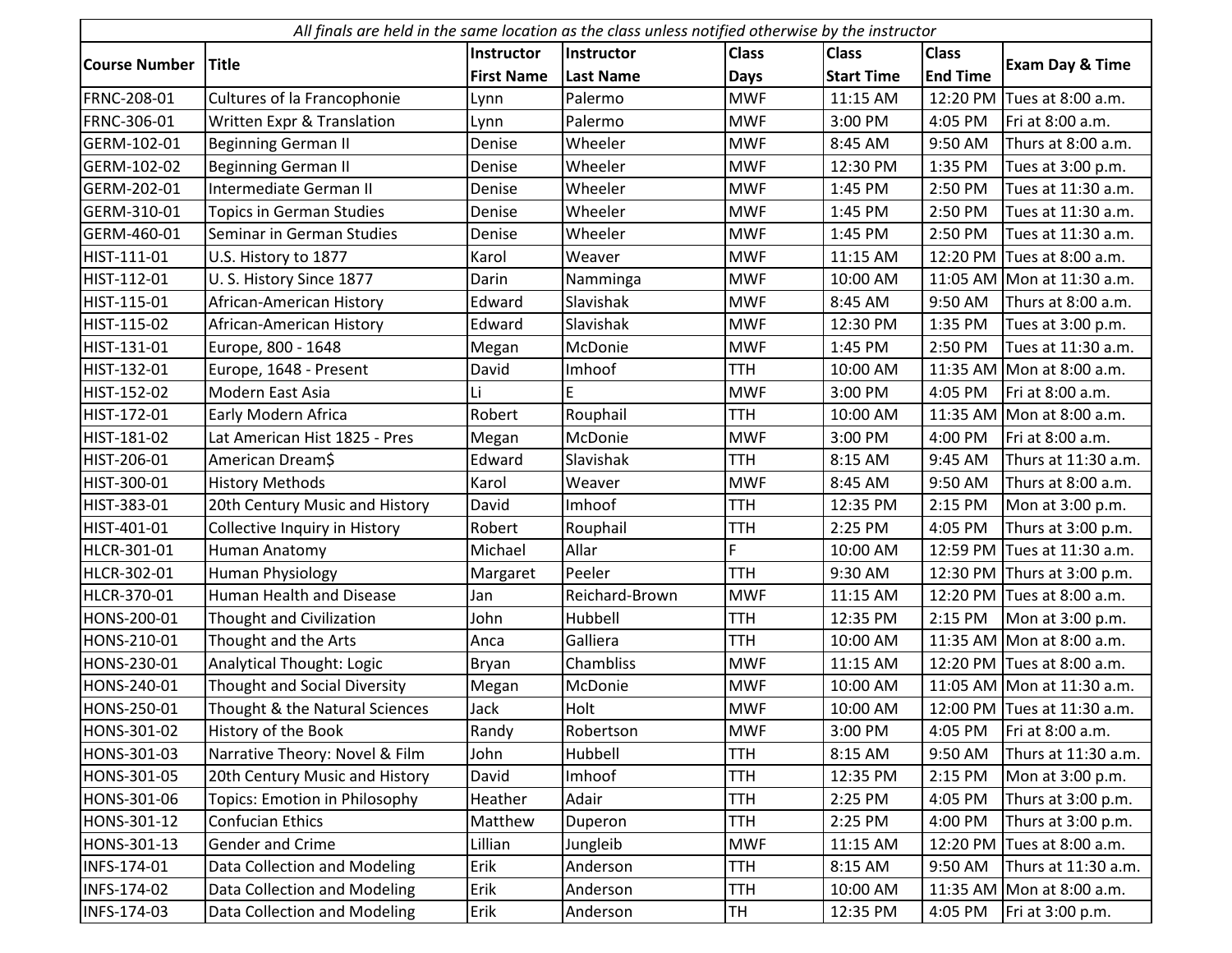*All finals are held in the same location as the class unless notified otherwise by the instructor*

| Course Number | Title | Instructor First Name | Instructor Last Name | Class Days | Class Start Time | Class End Time | Exam Day & Time |
|---|---|---|---|---|---|---|---|
| FRNC-208-01 | Cultures of la Francophonie | Lynn | Palermo | MWF | 11:15 AM | 12:20 PM | Tues at 8:00 a.m. |
| FRNC-306-01 | Written Expr & Translation | Lynn | Palermo | MWF | 3:00 PM | 4:05 PM | Fri at 8:00 a.m. |
| GERM-102-01 | Beginning German II | Denise | Wheeler | MWF | 8:45 AM | 9:50 AM | Thurs at 8:00 a.m. |
| GERM-102-02 | Beginning German II | Denise | Wheeler | MWF | 12:30 PM | 1:35 PM | Tues at 3:00 p.m. |
| GERM-202-01 | Intermediate German II | Denise | Wheeler | MWF | 1:45 PM | 2:50 PM | Tues at 11:30 a.m. |
| GERM-310-01 | Topics in German Studies | Denise | Wheeler | MWF | 1:45 PM | 2:50 PM | Tues at 11:30 a.m. |
| GERM-460-01 | Seminar in German Studies | Denise | Wheeler | MWF | 1:45 PM | 2:50 PM | Tues at 11:30 a.m. |
| HIST-111-01 | U.S. History to 1877 | Karol | Weaver | MWF | 11:15 AM | 12:20 PM | Tues at 8:00 a.m. |
| HIST-112-01 | U. S. History Since 1877 | Darin | Namminga | MWF | 10:00 AM | 11:05 AM | Mon at 11:30 a.m. |
| HIST-115-01 | African-American History | Edward | Slavishak | MWF | 8:45 AM | 9:50 AM | Thurs at 8:00 a.m. |
| HIST-115-02 | African-American History | Edward | Slavishak | MWF | 12:30 PM | 1:35 PM | Tues at 3:00 p.m. |
| HIST-131-01 | Europe, 800 - 1648 | Megan | McDonie | MWF | 1:45 PM | 2:50 PM | Tues at 11:30 a.m. |
| HIST-132-01 | Europe, 1648 - Present | David | Imhoof | TTH | 10:00 AM | 11:35 AM | Mon at 8:00 a.m. |
| HIST-152-02 | Modern East Asia | Li | E | MWF | 3:00 PM | 4:05 PM | Fri at 8:00 a.m. |
| HIST-172-01 | Early Modern Africa | Robert | Rouphail | TTH | 10:00 AM | 11:35 AM | Mon at 8:00 a.m. |
| HIST-181-02 | Lat American Hist 1825 - Pres | Megan | McDonie | MWF | 3:00 PM | 4:00 PM | Fri at 8:00 a.m. |
| HIST-206-01 | American Dream$ | Edward | Slavishak | TTH | 8:15 AM | 9:45 AM | Thurs at 11:30 a.m. |
| HIST-300-01 | History Methods | Karol | Weaver | MWF | 8:45 AM | 9:50 AM | Thurs at 8:00 a.m. |
| HIST-383-01 | 20th Century Music and History | David | Imhoof | TTH | 12:35 PM | 2:15 PM | Mon at 3:00 p.m. |
| HIST-401-01 | Collective Inquiry in History | Robert | Rouphail | TTH | 2:25 PM | 4:05 PM | Thurs at 3:00 p.m. |
| HLCR-301-01 | Human Anatomy | Michael | Allar | F | 10:00 AM | 12:59 PM | Tues at 11:30 a.m. |
| HLCR-302-01 | Human Physiology | Margaret | Peeler | TTH | 9:30 AM | 12:30 PM | Thurs at 3:00 p.m. |
| HLCR-370-01 | Human Health and Disease | Jan | Reichard-Brown | MWF | 11:15 AM | 12:20 PM | Tues at 8:00 a.m. |
| HONS-200-01 | Thought and Civilization | John | Hubbell | TTH | 12:35 PM | 2:15 PM | Mon at 3:00 p.m. |
| HONS-210-01 | Thought and the Arts | Anca | Galliera | TTH | 10:00 AM | 11:35 AM | Mon at 8:00 a.m. |
| HONS-230-01 | Analytical Thought: Logic | Bryan | Chambliss | MWF | 11:15 AM | 12:20 PM | Tues at 8:00 a.m. |
| HONS-240-01 | Thought and Social Diversity | Megan | McDonie | MWF | 10:00 AM | 11:05 AM | Mon at 11:30 a.m. |
| HONS-250-01 | Thought & the Natural Sciences | Jack | Holt | MWF | 10:00 AM | 12:00 PM | Tues at 11:30 a.m. |
| HONS-301-02 | History of the Book | Randy | Robertson | MWF | 3:00 PM | 4:05 PM | Fri at 8:00 a.m. |
| HONS-301-03 | Narrative Theory: Novel & Film | John | Hubbell | TTH | 8:15 AM | 9:50 AM | Thurs at 11:30 a.m. |
| HONS-301-05 | 20th Century Music and History | David | Imhoof | TTH | 12:35 PM | 2:15 PM | Mon at 3:00 p.m. |
| HONS-301-06 | Topics: Emotion in Philosophy | Heather | Adair | TTH | 2:25 PM | 4:05 PM | Thurs at 3:00 p.m. |
| HONS-301-12 | Confucian Ethics | Matthew | Duperon | TTH | 2:25 PM | 4:00 PM | Thurs at 3:00 p.m. |
| HONS-301-13 | Gender and Crime | Lillian | Jungleib | MWF | 11:15 AM | 12:20 PM | Tues at 8:00 a.m. |
| INFS-174-01 | Data Collection and Modeling | Erik | Anderson | TTH | 8:15 AM | 9:50 AM | Thurs at 11:30 a.m. |
| INFS-174-02 | Data Collection and Modeling | Erik | Anderson | TTH | 10:00 AM | 11:35 AM | Mon at 8:00 a.m. |
| INFS-174-03 | Data Collection and Modeling | Erik | Anderson | TH | 12:35 PM | 4:05 PM | Fri at 3:00 p.m. |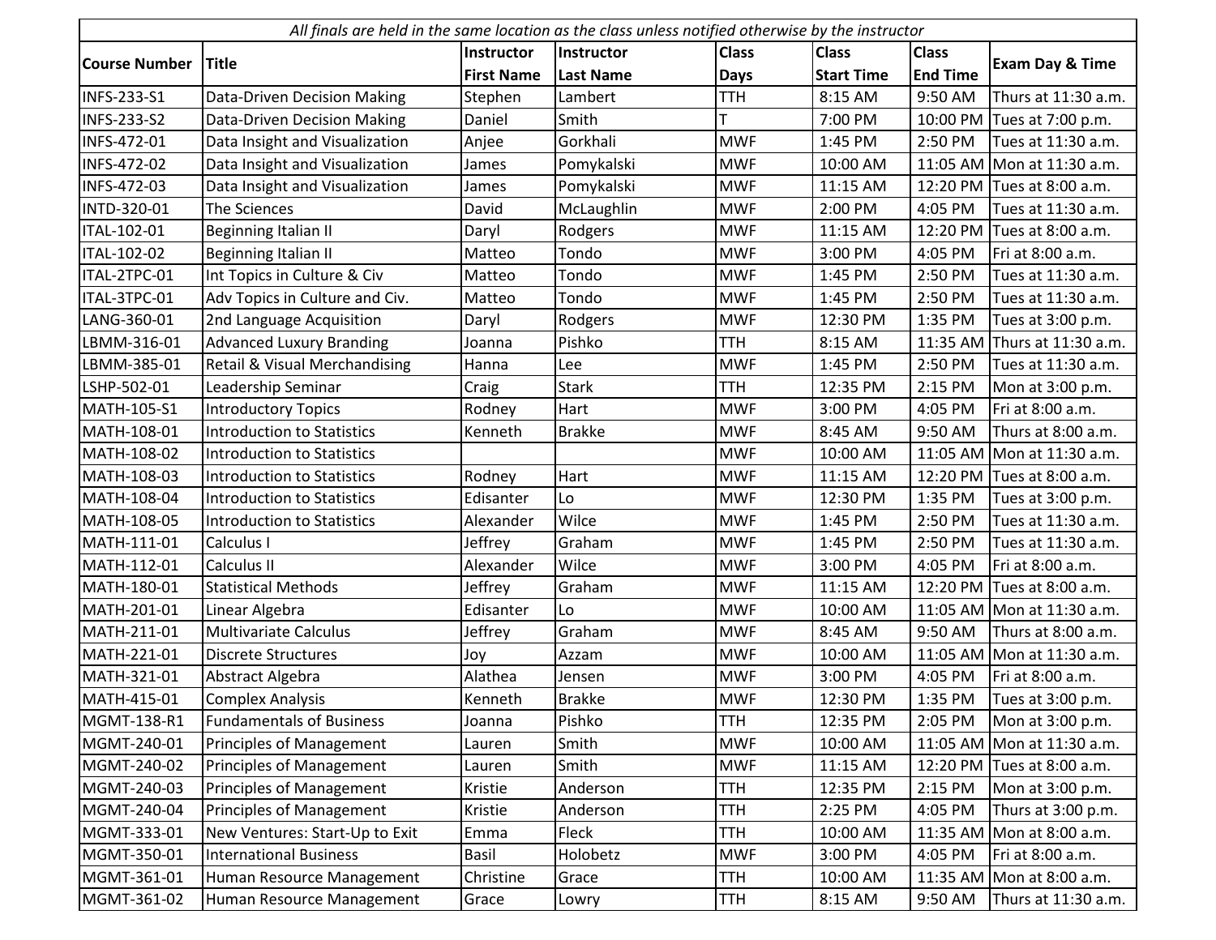*All finals are held in the same location as the class unless notified otherwise by the instructor*

| Course Number | Title | Instructor First Name | Instructor Last Name | Class Days | Class Start Time | Class End Time | Exam Day & Time |
|---|---|---|---|---|---|---|---|
| INFS-233-S1 | Data-Driven Decision Making | Stephen | Lambert | TTH | 8:15 AM | 9:50 AM | Thurs at 11:30 a.m. |
| INFS-233-S2 | Data-Driven Decision Making | Daniel | Smith | T | 7:00 PM | 10:00 PM | Tues at 7:00 p.m. |
| INFS-472-01 | Data Insight and Visualization | Anjee | Gorkhali | MWF | 1:45 PM | 2:50 PM | Tues at 11:30 a.m. |
| INFS-472-02 | Data Insight and Visualization | James | Pomykalski | MWF | 10:00 AM | 11:05 AM | Mon at 11:30 a.m. |
| INFS-472-03 | Data Insight and Visualization | James | Pomykalski | MWF | 11:15 AM | 12:20 PM | Tues at 8:00 a.m. |
| INTD-320-01 | The Sciences | David | McLaughlin | MWF | 2:00 PM | 4:05 PM | Tues at 11:30 a.m. |
| ITAL-102-01 | Beginning Italian II | Daryl | Rodgers | MWF | 11:15 AM | 12:20 PM | Tues at 8:00 a.m. |
| ITAL-102-02 | Beginning Italian II | Matteo | Tondo | MWF | 3:00 PM | 4:05 PM | Fri at 8:00 a.m. |
| ITAL-2TPC-01 | Int Topics in Culture & Civ | Matteo | Tondo | MWF | 1:45 PM | 2:50 PM | Tues at 11:30 a.m. |
| ITAL-3TPC-01 | Adv Topics in Culture and Civ. | Matteo | Tondo | MWF | 1:45 PM | 2:50 PM | Tues at 11:30 a.m. |
| LANG-360-01 | 2nd Language Acquisition | Daryl | Rodgers | MWF | 12:30 PM | 1:35 PM | Tues at 3:00 p.m. |
| LBMM-316-01 | Advanced Luxury Branding | Joanna | Pishko | TTH | 8:15 AM | 11:35 AM | Thurs at 11:30 a.m. |
| LBMM-385-01 | Retail & Visual Merchandising | Hanna | Lee | MWF | 1:45 PM | 2:50 PM | Tues at 11:30 a.m. |
| LSHP-502-01 | Leadership Seminar | Craig | Stark | TTH | 12:35 PM | 2:15 PM | Mon at 3:00 p.m. |
| MATH-105-S1 | Introductory Topics | Rodney | Hart | MWF | 3:00 PM | 4:05 PM | Fri at 8:00 a.m. |
| MATH-108-01 | Introduction to Statistics | Kenneth | Brakke | MWF | 8:45 AM | 9:50 AM | Thurs at 8:00 a.m. |
| MATH-108-02 | Introduction to Statistics | | | MWF | 10:00 AM | 11:05 AM | Mon at 11:30 a.m. |
| MATH-108-03 | Introduction to Statistics | Rodney | Hart | MWF | 11:15 AM | 12:20 PM | Tues at 8:00 a.m. |
| MATH-108-04 | Introduction to Statistics | Edisanter | Lo | MWF | 12:30 PM | 1:35 PM | Tues at 3:00 p.m. |
| MATH-108-05 | Introduction to Statistics | Alexander | Wilce | MWF | 1:45 PM | 2:50 PM | Tues at 11:30 a.m. |
| MATH-111-01 | Calculus I | Jeffrey | Graham | MWF | 1:45 PM | 2:50 PM | Tues at 11:30 a.m. |
| MATH-112-01 | Calculus II | Alexander | Wilce | MWF | 3:00 PM | 4:05 PM | Fri at 8:00 a.m. |
| MATH-180-01 | Statistical Methods | Jeffrey | Graham | MWF | 11:15 AM | 12:20 PM | Tues at 8:00 a.m. |
| MATH-201-01 | Linear Algebra | Edisanter | Lo | MWF | 10:00 AM | 11:05 AM | Mon at 11:30 a.m. |
| MATH-211-01 | Multivariate Calculus | Jeffrey | Graham | MWF | 8:45 AM | 9:50 AM | Thurs at 8:00 a.m. |
| MATH-221-01 | Discrete Structures | Joy | Azzam | MWF | 10:00 AM | 11:05 AM | Mon at 11:30 a.m. |
| MATH-321-01 | Abstract Algebra | Alathea | Jensen | MWF | 3:00 PM | 4:05 PM | Fri at 8:00 a.m. |
| MATH-415-01 | Complex Analysis | Kenneth | Brakke | MWF | 12:30 PM | 1:35 PM | Tues at 3:00 p.m. |
| MGMT-138-R1 | Fundamentals of Business | Joanna | Pishko | TTH | 12:35 PM | 2:05 PM | Mon at 3:00 p.m. |
| MGMT-240-01 | Principles of Management | Lauren | Smith | MWF | 10:00 AM | 11:05 AM | Mon at 11:30 a.m. |
| MGMT-240-02 | Principles of Management | Lauren | Smith | MWF | 11:15 AM | 12:20 PM | Tues at 8:00 a.m. |
| MGMT-240-03 | Principles of Management | Kristie | Anderson | TTH | 12:35 PM | 2:15 PM | Mon at 3:00 p.m. |
| MGMT-240-04 | Principles of Management | Kristie | Anderson | TTH | 2:25 PM | 4:05 PM | Thurs at 3:00 p.m. |
| MGMT-333-01 | New Ventures: Start-Up to Exit | Emma | Fleck | TTH | 10:00 AM | 11:35 AM | Mon at 8:00 a.m. |
| MGMT-350-01 | International Business | Basil | Holobetz | MWF | 3:00 PM | 4:05 PM | Fri at 8:00 a.m. |
| MGMT-361-01 | Human Resource Management | Christine | Grace | TTH | 10:00 AM | 11:35 AM | Mon at 8:00 a.m. |
| MGMT-361-02 | Human Resource Management | Grace | Lowry | TTH | 8:15 AM | 9:50 AM | Thurs at 11:30 a.m. |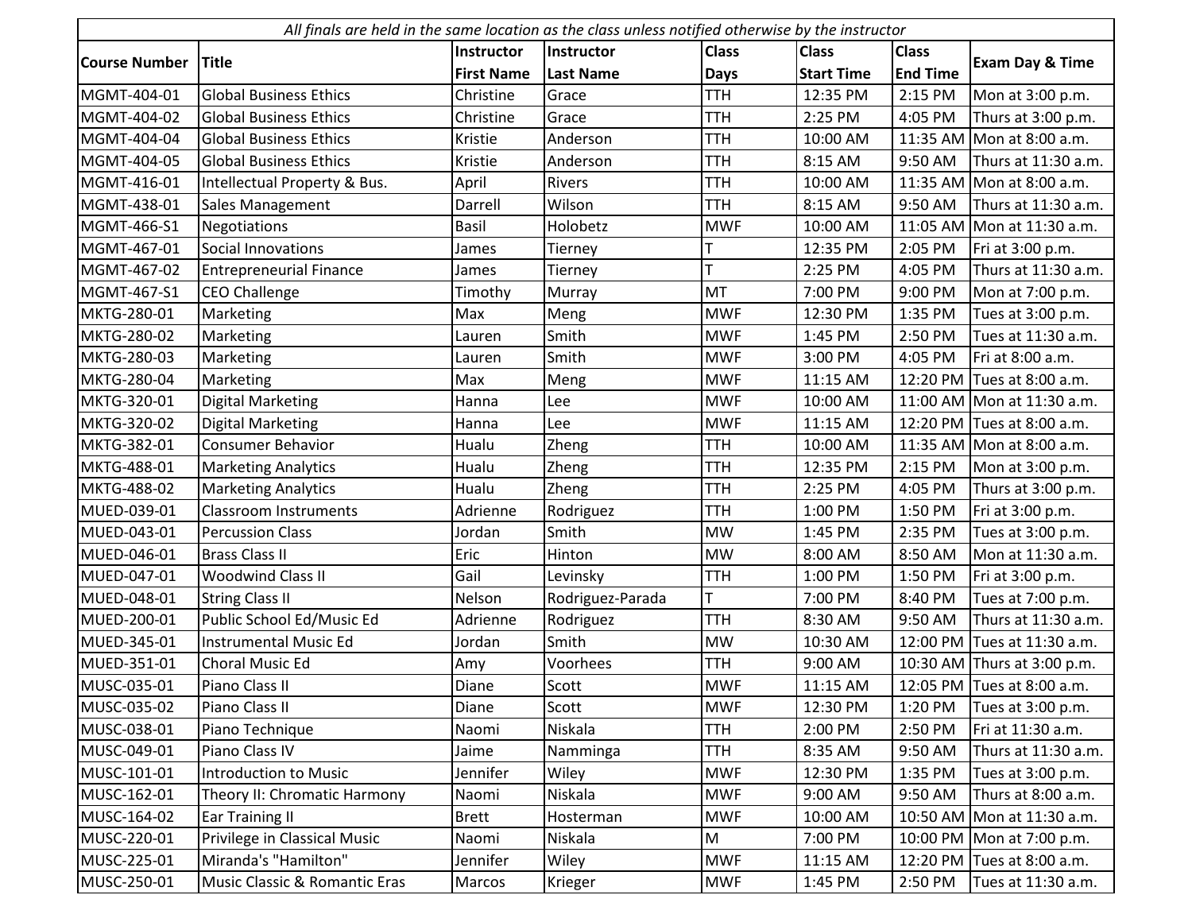| *All finals are held in the same location as the class unless notified otherwise by the instructor* | | | | | | | |
|---|---|---|---|---|---|---|---|
| **Course Number** | **Title** | **Instructor First Name** | **Instructor Last Name** | **Class Days** | **Class Start Time** | **Class End Time** | **Exam Day & Time** |
| MGMT-404-01 | Global Business Ethics | Christine | Grace | TTH | 12:35 PM | 2:15 PM | Mon at 3:00 p.m. |
| MGMT-404-02 | Global Business Ethics | Christine | Grace | TTH | 2:25 PM | 4:05 PM | Thurs at 3:00 p.m. |
| MGMT-404-04 | Global Business Ethics | Kristie | Anderson | TTH | 10:00 AM | 11:35 AM | Mon at 8:00 a.m. |
| MGMT-404-05 | Global Business Ethics | Kristie | Anderson | TTH | 8:15 AM | 9:50 AM | Thurs at 11:30 a.m. |
| MGMT-416-01 | Intellectual Property & Bus. | April | Rivers | TTH | 10:00 AM | 11:35 AM | Mon at 8:00 a.m. |
| MGMT-438-01 | Sales Management | Darrell | Wilson | TTH | 8:15 AM | 9:50 AM | Thurs at 11:30 a.m. |
| MGMT-466-S1 | Negotiations | Basil | Holobetz | MWF | 10:00 AM | 11:05 AM | Mon at 11:30 a.m. |
| MGMT-467-01 | Social Innovations | James | Tierney | T | 12:35 PM | 2:05 PM | Fri at 3:00 p.m. |
| MGMT-467-02 | Entrepreneurial Finance | James | Tierney | T | 2:25 PM | 4:05 PM | Thurs at 11:30 a.m. |
| MGMT-467-S1 | CEO Challenge | Timothy | Murray | MT | 7:00 PM | 9:00 PM | Mon at 7:00 p.m. |
| MKTG-280-01 | Marketing | Max | Meng | MWF | 12:30 PM | 1:35 PM | Tues at 3:00 p.m. |
| MKTG-280-02 | Marketing | Lauren | Smith | MWF | 1:45 PM | 2:50 PM | Tues at 11:30 a.m. |
| MKTG-280-03 | Marketing | Lauren | Smith | MWF | 3:00 PM | 4:05 PM | Fri at 8:00 a.m. |
| MKTG-280-04 | Marketing | Max | Meng | MWF | 11:15 AM | 12:20 PM | Tues at 8:00 a.m. |
| MKTG-320-01 | Digital Marketing | Hanna | Lee | MWF | 10:00 AM | 11:00 AM | Mon at 11:30 a.m. |
| MKTG-320-02 | Digital Marketing | Hanna | Lee | MWF | 11:15 AM | 12:20 PM | Tues at 8:00 a.m. |
| MKTG-382-01 | Consumer Behavior | Hualu | Zheng | TTH | 10:00 AM | 11:35 AM | Mon at 8:00 a.m. |
| MKTG-488-01 | Marketing Analytics | Hualu | Zheng | TTH | 12:35 PM | 2:15 PM | Mon at 3:00 p.m. |
| MKTG-488-02 | Marketing Analytics | Hualu | Zheng | TTH | 2:25 PM | 4:05 PM | Thurs at 3:00 p.m. |
| MUED-039-01 | Classroom Instruments | Adrienne | Rodriguez | TTH | 1:00 PM | 1:50 PM | Fri at 3:00 p.m. |
| MUED-043-01 | Percussion Class | Jordan | Smith | MW | 1:45 PM | 2:35 PM | Tues at 3:00 p.m. |
| MUED-046-01 | Brass Class II | Eric | Hinton | MW | 8:00 AM | 8:50 AM | Mon at 11:30 a.m. |
| MUED-047-01 | Woodwind Class II | Gail | Levinsky | TTH | 1:00 PM | 1:50 PM | Fri at 3:00 p.m. |
| MUED-048-01 | String Class II | Nelson | Rodriguez-Parada | T | 7:00 PM | 8:40 PM | Tues at 7:00 p.m. |
| MUED-200-01 | Public School Ed/Music Ed | Adrienne | Rodriguez | TTH | 8:30 AM | 9:50 AM | Thurs at 11:30 a.m. |
| MUED-345-01 | Instrumental Music Ed | Jordan | Smith | MW | 10:30 AM | 12:00 PM | Tues at 11:30 a.m. |
| MUED-351-01 | Choral Music Ed | Amy | Voorhees | TTH | 9:00 AM | 10:30 AM | Thurs at 3:00 p.m. |
| MUSC-035-01 | Piano Class II | Diane | Scott | MWF | 11:15 AM | 12:05 PM | Tues at 8:00 a.m. |
| MUSC-035-02 | Piano Class II | Diane | Scott | MWF | 12:30 PM | 1:20 PM | Tues at 3:00 p.m. |
| MUSC-038-01 | Piano Technique | Naomi | Niskala | TTH | 2:00 PM | 2:50 PM | Fri at 11:30 a.m. |
| MUSC-049-01 | Piano Class IV | Jaime | Namminga | TTH | 8:35 AM | 9:50 AM | Thurs at 11:30 a.m. |
| MUSC-101-01 | Introduction to Music | Jennifer | Wiley | MWF | 12:30 PM | 1:35 PM | Tues at 3:00 p.m. |
| MUSC-162-01 | Theory II: Chromatic Harmony | Naomi | Niskala | MWF | 9:00 AM | 9:50 AM | Thurs at 8:00 a.m. |
| MUSC-164-02 | Ear Training II | Brett | Hosterman | MWF | 10:00 AM | 10:50 AM | Mon at 11:30 a.m. |
| MUSC-220-01 | Privilege in Classical Music | Naomi | Niskala | M | 7:00 PM | 10:00 PM | Mon at 7:00 p.m. |
| MUSC-225-01 | Miranda's "Hamilton" | Jennifer | Wiley | MWF | 11:15 AM | 12:20 PM | Tues at 8:00 a.m. |
| MUSC-250-01 | Music Classic & Romantic Eras | Marcos | Krieger | MWF | 1:45 PM | 2:50 PM | Tues at 11:30 a.m. |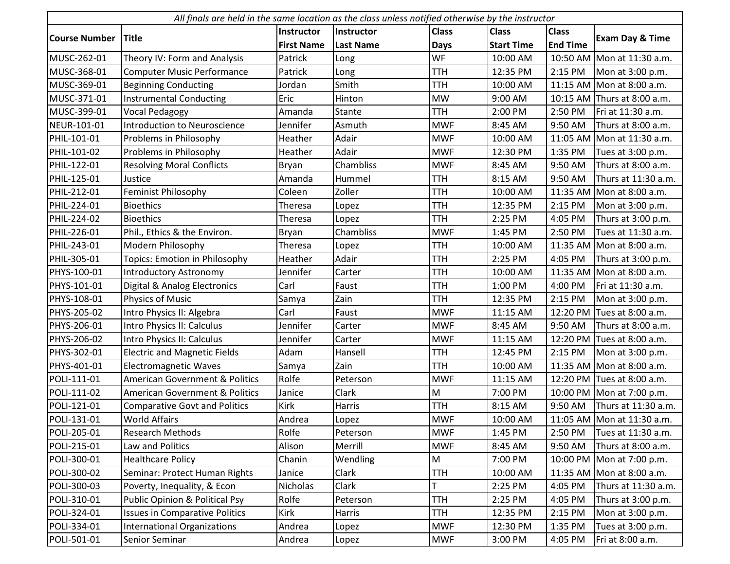| All finals are held in the same location as the class unless notified otherwise by the instructor | | | | | | | |
|---|---|---|---|---|---|---|---|
| **Course Number** | **Title** | **Instructor First Name** | **Instructor Last Name** | **Class Days** | **Class Start Time** | **Class End Time** | **Exam Day & Time** |
| MUSC-262-01 | Theory IV: Form and Analysis | Patrick | Long | WF | 10:00 AM | 10:50 AM | Mon at 11:30 a.m. |
| MUSC-368-01 | Computer Music Performance | Patrick | Long | TTH | 12:35 PM | 2:15 PM | Mon at 3:00 p.m. |
| MUSC-369-01 | Beginning Conducting | Jordan | Smith | TTH | 10:00 AM | 11:15 AM | Mon at 8:00 a.m. |
| MUSC-371-01 | Instrumental Conducting | Eric | Hinton | MW | 9:00 AM | 10:15 AM | Thurs at 8:00 a.m. |
| MUSC-399-01 | Vocal Pedagogy | Amanda | Stante | TTH | 2:00 PM | 2:50 PM | Fri at 11:30 a.m. |
| NEUR-101-01 | Introduction to Neuroscience | Jennifer | Asmuth | MWF | 8:45 AM | 9:50 AM | Thurs at 8:00 a.m. |
| PHIL-101-01 | Problems in Philosophy | Heather | Adair | MWF | 10:00 AM | 11:05 AM | Mon at 11:30 a.m. |
| PHIL-101-02 | Problems in Philosophy | Heather | Adair | MWF | 12:30 PM | 1:35 PM | Tues at 3:00 p.m. |
| PHIL-122-01 | Resolving Moral Conflicts | Bryan | Chambliss | MWF | 8:45 AM | 9:50 AM | Thurs at 8:00 a.m. |
| PHIL-125-01 | Justice | Amanda | Hummel | TTH | 8:15 AM | 9:50 AM | Thurs at 11:30 a.m. |
| PHIL-212-01 | Feminist Philosophy | Coleen | Zoller | TTH | 10:00 AM | 11:35 AM | Mon at 8:00 a.m. |
| PHIL-224-01 | Bioethics | Theresa | Lopez | TTH | 12:35 PM | 2:15 PM | Mon at 3:00 p.m. |
| PHIL-224-02 | Bioethics | Theresa | Lopez | TTH | 2:25 PM | 4:05 PM | Thurs at 3:00 p.m. |
| PHIL-226-01 | Phil., Ethics & the Environ. | Bryan | Chambliss | MWF | 1:45 PM | 2:50 PM | Tues at 11:30 a.m. |
| PHIL-243-01 | Modern Philosophy | Theresa | Lopez | TTH | 10:00 AM | 11:35 AM | Mon at 8:00 a.m. |
| PHIL-305-01 | Topics: Emotion in Philosophy | Heather | Adair | TTH | 2:25 PM | 4:05 PM | Thurs at 3:00 p.m. |
| PHYS-100-01 | Introductory Astronomy | Jennifer | Carter | TTH | 10:00 AM | 11:35 AM | Mon at 8:00 a.m. |
| PHYS-101-01 | Digital & Analog Electronics | Carl | Faust | TTH | 1:00 PM | 4:00 PM | Fri at 11:30 a.m. |
| PHYS-108-01 | Physics of Music | Samya | Zain | TTH | 12:35 PM | 2:15 PM | Mon at 3:00 p.m. |
| PHYS-205-02 | Intro Physics II: Algebra | Carl | Faust | MWF | 11:15 AM | 12:20 PM | Tues at 8:00 a.m. |
| PHYS-206-01 | Intro Physics II: Calculus | Jennifer | Carter | MWF | 8:45 AM | 9:50 AM | Thurs at 8:00 a.m. |
| PHYS-206-02 | Intro Physics II: Calculus | Jennifer | Carter | MWF | 11:15 AM | 12:20 PM | Tues at 8:00 a.m. |
| PHYS-302-01 | Electric and Magnetic Fields | Adam | Hansell | TTH | 12:45 PM | 2:15 PM | Mon at 3:00 p.m. |
| PHYS-401-01 | Electromagnetic Waves | Samya | Zain | TTH | 10:00 AM | 11:35 AM | Mon at 8:00 a.m. |
| POLI-111-01 | American Government & Politics | Rolfe | Peterson | MWF | 11:15 AM | 12:20 PM | Tues at 8:00 a.m. |
| POLI-111-02 | American Government & Politics | Janice | Clark | M | 7:00 PM | 10:00 PM | Mon at 7:00 p.m. |
| POLI-121-01 | Comparative Govt and Politics | Kirk | Harris | TTH | 8:15 AM | 9:50 AM | Thurs at 11:30 a.m. |
| POLI-131-01 | World Affairs | Andrea | Lopez | MWF | 10:00 AM | 11:05 AM | Mon at 11:30 a.m. |
| POLI-205-01 | Research Methods | Rolfe | Peterson | MWF | 1:45 PM | 2:50 PM | Tues at 11:30 a.m. |
| POLI-215-01 | Law and Politics | Alison | Merrill | MWF | 8:45 AM | 9:50 AM | Thurs at 8:00 a.m. |
| POLI-300-01 | Healthcare Policy | Chanin | Wendling | M | 7:00 PM | 10:00 PM | Mon at 7:00 p.m. |
| POLI-300-02 | Seminar: Protect Human Rights | Janice | Clark | TTH | 10:00 AM | 11:35 AM | Mon at 8:00 a.m. |
| POLI-300-03 | Poverty, Inequality, & Econ | Nicholas | Clark | T | 2:25 PM | 4:05 PM | Thurs at 11:30 a.m. |
| POLI-310-01 | Public Opinion & Political Psy | Rolfe | Peterson | TTH | 2:25 PM | 4:05 PM | Thurs at 3:00 p.m. |
| POLI-324-01 | Issues in Comparative Politics | Kirk | Harris | TTH | 12:35 PM | 2:15 PM | Mon at 3:00 p.m. |
| POLI-334-01 | International Organizations | Andrea | Lopez | MWF | 12:30 PM | 1:35 PM | Tues at 3:00 p.m. |
| POLI-501-01 | Senior Seminar | Andrea | Lopez | MWF | 3:00 PM | 4:05 PM | Fri at 8:00 a.m. |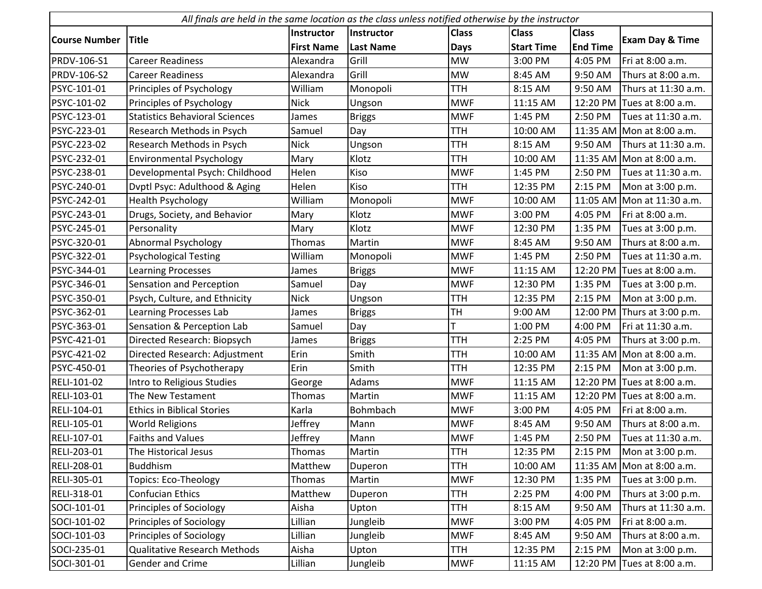*All finals are held in the same location as the class unless notified otherwise by the instructor*

| Course Number | Title | Instructor First Name | Instructor Last Name | Class Days | Class Start Time | Class End Time | Exam Day & Time |
|---|---|---|---|---|---|---|---|
| PRDV-106-S1 | Career Readiness | Alexandra | Grill | MW | 3:00 PM | 4:05 PM | Fri at 8:00 a.m. |
| PRDV-106-S2 | Career Readiness | Alexandra | Grill | MW | 8:45 AM | 9:50 AM | Thurs at 8:00 a.m. |
| PSYC-101-01 | Principles of Psychology | William | Monopoli | TTH | 8:15 AM | 9:50 AM | Thurs at 11:30 a.m. |
| PSYC-101-02 | Principles of Psychology | Nick | Ungson | MWF | 11:15 AM | 12:20 PM | Tues at 8:00 a.m. |
| PSYC-123-01 | Statistics Behavioral Sciences | James | Briggs | MWF | 1:45 PM | 2:50 PM | Tues at 11:30 a.m. |
| PSYC-223-01 | Research Methods in Psych | Samuel | Day | TTH | 10:00 AM | 11:35 AM | Mon at 8:00 a.m. |
| PSYC-223-02 | Research Methods in Psych | Nick | Ungson | TTH | 8:15 AM | 9:50 AM | Thurs at 11:30 a.m. |
| PSYC-232-01 | Environmental Psychology | Mary | Klotz | TTH | 10:00 AM | 11:35 AM | Mon at 8:00 a.m. |
| PSYC-238-01 | Developmental Psych: Childhood | Helen | Kiso | MWF | 1:45 PM | 2:50 PM | Tues at 11:30 a.m. |
| PSYC-240-01 | Dvptl Psyc: Adulthood & Aging | Helen | Kiso | TTH | 12:35 PM | 2:15 PM | Mon at 3:00 p.m. |
| PSYC-242-01 | Health Psychology | William | Monopoli | MWF | 10:00 AM | 11:05 AM | Mon at 11:30 a.m. |
| PSYC-243-01 | Drugs, Society, and Behavior | Mary | Klotz | MWF | 3:00 PM | 4:05 PM | Fri at 8:00 a.m. |
| PSYC-245-01 | Personality | Mary | Klotz | MWF | 12:30 PM | 1:35 PM | Tues at 3:00 p.m. |
| PSYC-320-01 | Abnormal Psychology | Thomas | Martin | MWF | 8:45 AM | 9:50 AM | Thurs at 8:00 a.m. |
| PSYC-322-01 | Psychological Testing | William | Monopoli | MWF | 1:45 PM | 2:50 PM | Tues at 11:30 a.m. |
| PSYC-344-01 | Learning Processes | James | Briggs | MWF | 11:15 AM | 12:20 PM | Tues at 8:00 a.m. |
| PSYC-346-01 | Sensation and Perception | Samuel | Day | MWF | 12:30 PM | 1:35 PM | Tues at 3:00 p.m. |
| PSYC-350-01 | Psych, Culture, and Ethnicity | Nick | Ungson | TTH | 12:35 PM | 2:15 PM | Mon at 3:00 p.m. |
| PSYC-362-01 | Learning Processes Lab | James | Briggs | TH | 9:00 AM | 12:00 PM | Thurs at 3:00 p.m. |
| PSYC-363-01 | Sensation & Perception Lab | Samuel | Day | T | 1:00 PM | 4:00 PM | Fri at 11:30 a.m. |
| PSYC-421-01 | Directed Research: Biopsych | James | Briggs | TTH | 2:25 PM | 4:05 PM | Thurs at 3:00 p.m. |
| PSYC-421-02 | Directed Research: Adjustment | Erin | Smith | TTH | 10:00 AM | 11:35 AM | Mon at 8:00 a.m. |
| PSYC-450-01 | Theories of Psychotherapy | Erin | Smith | TTH | 12:35 PM | 2:15 PM | Mon at 3:00 p.m. |
| RELI-101-02 | Intro to Religious Studies | George | Adams | MWF | 11:15 AM | 12:20 PM | Tues at 8:00 a.m. |
| RELI-103-01 | The New Testament | Thomas | Martin | MWF | 11:15 AM | 12:20 PM | Tues at 8:00 a.m. |
| RELI-104-01 | Ethics in Biblical Stories | Karla | Bohmbach | MWF | 3:00 PM | 4:05 PM | Fri at 8:00 a.m. |
| RELI-105-01 | World Religions | Jeffrey | Mann | MWF | 8:45 AM | 9:50 AM | Thurs at 8:00 a.m. |
| RELI-107-01 | Faiths and Values | Jeffrey | Mann | MWF | 1:45 PM | 2:50 PM | Tues at 11:30 a.m. |
| RELI-203-01 | The Historical Jesus | Thomas | Martin | TTH | 12:35 PM | 2:15 PM | Mon at 3:00 p.m. |
| RELI-208-01 | Buddhism | Matthew | Duperon | TTH | 10:00 AM | 11:35 AM | Mon at 8:00 a.m. |
| RELI-305-01 | Topics: Eco-Theology | Thomas | Martin | MWF | 12:30 PM | 1:35 PM | Tues at 3:00 p.m. |
| RELI-318-01 | Confucian Ethics | Matthew | Duperon | TTH | 2:25 PM | 4:00 PM | Thurs at 3:00 p.m. |
| SOCI-101-01 | Principles of Sociology | Aisha | Upton | TTH | 8:15 AM | 9:50 AM | Thurs at 11:30 a.m. |
| SOCI-101-02 | Principles of Sociology | Lillian | Jungleib | MWF | 3:00 PM | 4:05 PM | Fri at 8:00 a.m. |
| SOCI-101-03 | Principles of Sociology | Lillian | Jungleib | MWF | 8:45 AM | 9:50 AM | Thurs at 8:00 a.m. |
| SOCI-235-01 | Qualitative Research Methods | Aisha | Upton | TTH | 12:35 PM | 2:15 PM | Mon at 3:00 p.m. |
| SOCI-301-01 | Gender and Crime | Lillian | Jungleib | MWF | 11:15 AM | 12:20 PM | Tues at 8:00 a.m. |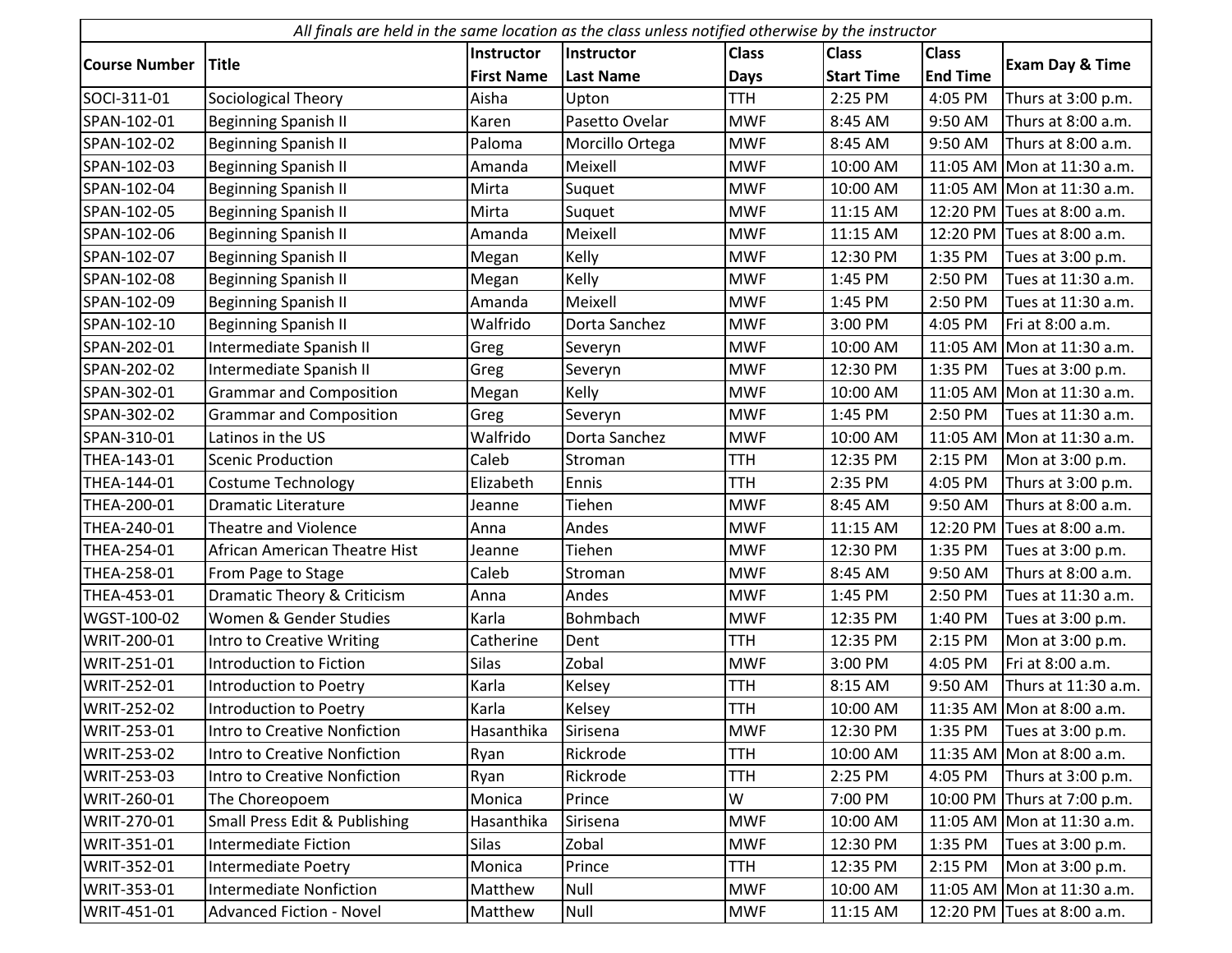*All finals are held in the same location as the class unless notified otherwise by the instructor*

| Course Number | Title | Instructor First Name | Instructor Last Name | Class Days | Class Start Time | Class End Time | Exam Day & Time |
|---|---|---|---|---|---|---|---|
| SOCI-311-01 | Sociological Theory | Aisha | Upton | TTH | 2:25 PM | 4:05 PM | Thurs at 3:00 p.m. |
| SPAN-102-01 | Beginning Spanish II | Karen | Pasetto Ovelar | MWF | 8:45 AM | 9:50 AM | Thurs at 8:00 a.m. |
| SPAN-102-02 | Beginning Spanish II | Paloma | Morcillo Ortega | MWF | 8:45 AM | 9:50 AM | Thurs at 8:00 a.m. |
| SPAN-102-03 | Beginning Spanish II | Amanda | Meixell | MWF | 10:00 AM | 11:05 AM | Mon at 11:30 a.m. |
| SPAN-102-04 | Beginning Spanish II | Mirta | Suquet | MWF | 10:00 AM | 11:05 AM | Mon at 11:30 a.m. |
| SPAN-102-05 | Beginning Spanish II | Mirta | Suquet | MWF | 11:15 AM | 12:20 PM | Tues at 8:00 a.m. |
| SPAN-102-06 | Beginning Spanish II | Amanda | Meixell | MWF | 11:15 AM | 12:20 PM | Tues at 8:00 a.m. |
| SPAN-102-07 | Beginning Spanish II | Megan | Kelly | MWF | 12:30 PM | 1:35 PM | Tues at 3:00 p.m. |
| SPAN-102-08 | Beginning Spanish II | Megan | Kelly | MWF | 1:45 PM | 2:50 PM | Tues at 11:30 a.m. |
| SPAN-102-09 | Beginning Spanish II | Amanda | Meixell | MWF | 1:45 PM | 2:50 PM | Tues at 11:30 a.m. |
| SPAN-102-10 | Beginning Spanish II | Walfrido | Dorta Sanchez | MWF | 3:00 PM | 4:05 PM | Fri at 8:00 a.m. |
| SPAN-202-01 | Intermediate Spanish II | Greg | Severyn | MWF | 10:00 AM | 11:05 AM | Mon at 11:30 a.m. |
| SPAN-202-02 | Intermediate Spanish II | Greg | Severyn | MWF | 12:30 PM | 1:35 PM | Tues at 3:00 p.m. |
| SPAN-302-01 | Grammar and Composition | Megan | Kelly | MWF | 10:00 AM | 11:05 AM | Mon at 11:30 a.m. |
| SPAN-302-02 | Grammar and Composition | Greg | Severyn | MWF | 1:45 PM | 2:50 PM | Tues at 11:30 a.m. |
| SPAN-310-01 | Latinos in the US | Walfrido | Dorta Sanchez | MWF | 10:00 AM | 11:05 AM | Mon at 11:30 a.m. |
| THEA-143-01 | Scenic Production | Caleb | Stroman | TTH | 12:35 PM | 2:15 PM | Mon at 3:00 p.m. |
| THEA-144-01 | Costume Technology | Elizabeth | Ennis | TTH | 2:35 PM | 4:05 PM | Thurs at 3:00 p.m. |
| THEA-200-01 | Dramatic Literature | Jeanne | Tiehen | MWF | 8:45 AM | 9:50 AM | Thurs at 8:00 a.m. |
| THEA-240-01 | Theatre and Violence | Anna | Andes | MWF | 11:15 AM | 12:20 PM | Tues at 8:00 a.m. |
| THEA-254-01 | African American Theatre Hist | Jeanne | Tiehen | MWF | 12:30 PM | 1:35 PM | Tues at 3:00 p.m. |
| THEA-258-01 | From Page to Stage | Caleb | Stroman | MWF | 8:45 AM | 9:50 AM | Thurs at 8:00 a.m. |
| THEA-453-01 | Dramatic Theory & Criticism | Anna | Andes | MWF | 1:45 PM | 2:50 PM | Tues at 11:30 a.m. |
| WGST-100-02 | Women & Gender Studies | Karla | Bohmbach | MWF | 12:35 PM | 1:40 PM | Tues at 3:00 p.m. |
| WRIT-200-01 | Intro to Creative Writing | Catherine | Dent | TTH | 12:35 PM | 2:15 PM | Mon at 3:00 p.m. |
| WRIT-251-01 | Introduction to Fiction | Silas | Zobal | MWF | 3:00 PM | 4:05 PM | Fri at 8:00 a.m. |
| WRIT-252-01 | Introduction to Poetry | Karla | Kelsey | TTH | 8:15 AM | 9:50 AM | Thurs at 11:30 a.m. |
| WRIT-252-02 | Introduction to Poetry | Karla | Kelsey | TTH | 10:00 AM | 11:35 AM | Mon at 8:00 a.m. |
| WRIT-253-01 | Intro to Creative Nonfiction | Hasanthika | Sirisena | MWF | 12:30 PM | 1:35 PM | Tues at 3:00 p.m. |
| WRIT-253-02 | Intro to Creative Nonfiction | Ryan | Rickrode | TTH | 10:00 AM | 11:35 AM | Mon at 8:00 a.m. |
| WRIT-253-03 | Intro to Creative Nonfiction | Ryan | Rickrode | TTH | 2:25 PM | 4:05 PM | Thurs at 3:00 p.m. |
| WRIT-260-01 | The Choreopoem | Monica | Prince | W | 7:00 PM | 10:00 PM | Thurs at 7:00 p.m. |
| WRIT-270-01 | Small Press Edit & Publishing | Hasanthika | Sirisena | MWF | 10:00 AM | 11:05 AM | Mon at 11:30 a.m. |
| WRIT-351-01 | Intermediate Fiction | Silas | Zobal | MWF | 12:30 PM | 1:35 PM | Tues at 3:00 p.m. |
| WRIT-352-01 | Intermediate Poetry | Monica | Prince | TTH | 12:35 PM | 2:15 PM | Mon at 3:00 p.m. |
| WRIT-353-01 | Intermediate Nonfiction | Matthew | Null | MWF | 10:00 AM | 11:05 AM | Mon at 11:30 a.m. |
| WRIT-451-01 | Advanced Fiction - Novel | Matthew | Null | MWF | 11:15 AM | 12:20 PM | Tues at 8:00 a.m. |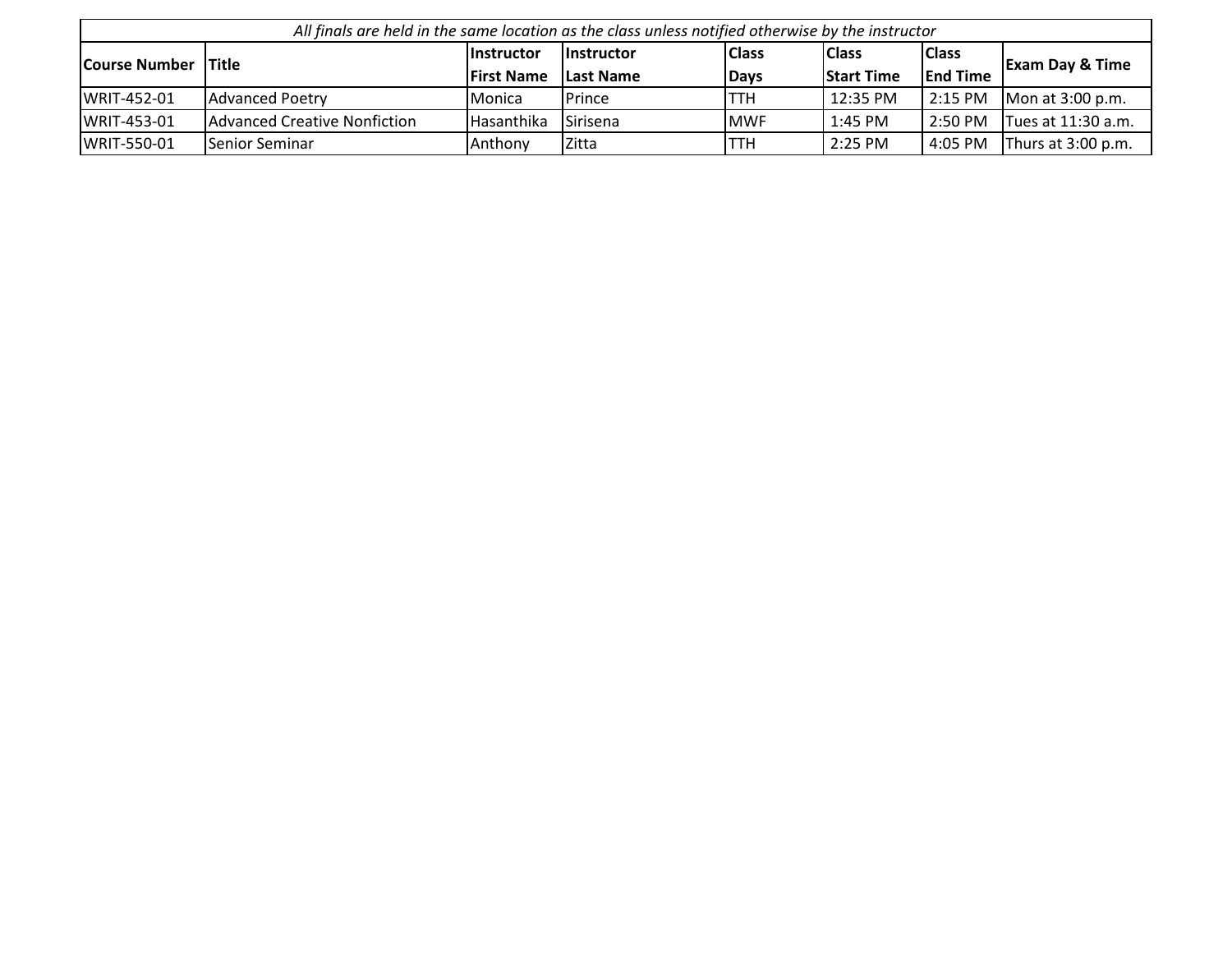*All finals are held in the same location as the class unless notified otherwise by the instructor*

| Course Number | Title | Instructor First Name | Instructor Last Name | Class Days | Class Start Time | Class End Time | Exam Day & Time |
|---|---|---|---|---|---|---|---|
| WRIT-452-01 | Advanced Poetry | Monica | Prince | TTH | 12:35 PM | 2:15 PM | Mon at 3:00 p.m. |
| WRIT-453-01 | Advanced Creative Nonfiction | Hasanthika | Sirisena | MWF | 1:45 PM | 2:50 PM | Tues at 11:30 a.m. |
| WRIT-550-01 | Senior Seminar | Anthony | Zitta | TTH | 2:25 PM | 4:05 PM | Thurs at 3:00 p.m. |